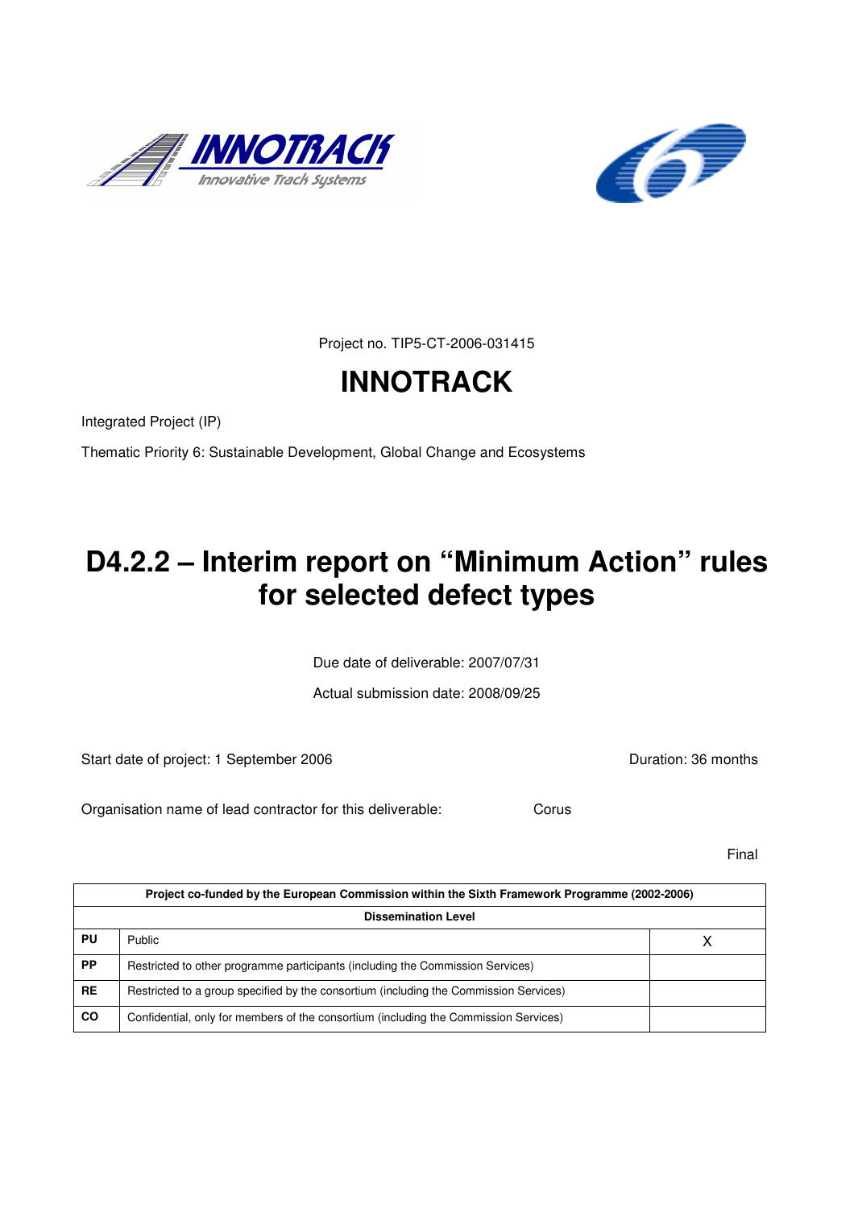Project no. TIP5-CT-2006-031415

# INNOTRACK

Integrated Project (IP)

Thematic Priority 6: Sustainable Development, Global Change and Ecosystems

# D4.2.2 – Interim report on "Minimum Action" rules for selected defect types

Due date of deliverable: 2007/07/31

Actual submission date: 2008/09/25

Start date of project: 1 September 2006 Duration: 36 months

Organisation name of lead contractor for this deliverable: Corus

Final

| Project co-funded by the European Commission within the Sixth Framework Programme (2002-2006) | | |
|---|---|---|
| **Dissemination Level** | | |
| **PU** | Public | X |
| **PP** | Restricted to other programme participants (including the Commission Services) | |
| **RE** | Restricted to a group specified by the consortium (including the Commission Services) | |
| **CO** | Confidential, only for members of the consortium (including the Commission Services) | |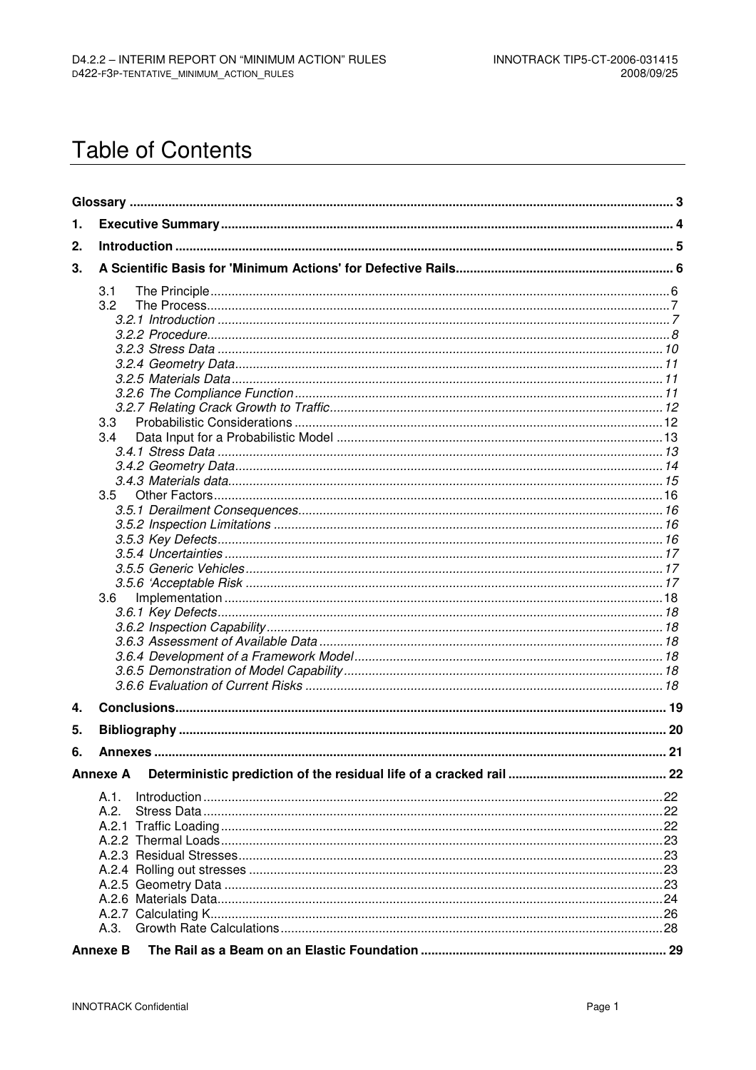# Table of Contents

- **Glossary** ..... 3
- **1. Executive Summary** ..... 4
- **2. Introduction** ..... 5
- **3. A Scientific Basis for 'Minimum Actions' for Defective Rails** ..... 6
  - 3.1 The Principle ..... 6
  - 3.2 The Process ..... 7
    - *3.2.1 Introduction* ..... 7
    - *3.2.2 Procedure* ..... 8
    - *3.2.3 Stress Data* ..... 10
    - *3.2.4 Geometry Data* ..... 11
    - *3.2.5 Materials Data* ..... 11
    - *3.2.6 The Compliance Function* ..... 11
    - *3.2.7 Relating Crack Growth to Traffic* ..... 12
  - 3.3 Probabilistic Considerations ..... 12
  - 3.4 Data Input for a Probabilistic Model ..... 13
    - *3.4.1 Stress Data* ..... 13
    - *3.4.2 Geometry Data* ..... 14
    - *3.4.3 Materials data* ..... 15
  - 3.5 Other Factors ..... 16
    - *3.5.1 Derailment Consequences* ..... 16
    - *3.5.2 Inspection Limitations* ..... 16
    - *3.5.3 Key Defects* ..... 16
    - *3.5.4 Uncertainties* ..... 17
    - *3.5.5 Generic Vehicles* ..... 17
    - *3.5.6 'Acceptable Risk* ..... 17
  - 3.6 Implementation ..... 18
    - *3.6.1 Key Defects* ..... 18
    - *3.6.2 Inspection Capability* ..... 18
    - *3.6.3 Assessment of Available Data* ..... 18
    - *3.6.4 Development of a Framework Model* ..... 18
    - *3.6.5 Demonstration of Model Capability* ..... 18
    - *3.6.6 Evaluation of Current Risks* ..... 18
- **4. Conclusions** ..... 19
- **5. Bibliography** ..... 20
- **6. Annexes** ..... 21
- **Annexe A Deterministic prediction of the residual life of a cracked rail** ..... 22
  - A.1. Introduction ..... 22
  - A.2. Stress Data ..... 22
  - A.2.1 Traffic Loading ..... 22
  - A.2.2 Thermal Loads ..... 23
  - A.2.3 Residual Stresses ..... 23
  - A.2.4 Rolling out stresses ..... 23
  - A.2.5 Geometry Data ..... 23
  - A.2.6 Materials Data ..... 24
  - A.2.7 Calculating K ..... 26
  - A.3. Growth Rate Calculations ..... 28
- **Annexe B The Rail as a Beam on an Elastic Foundation** ..... 29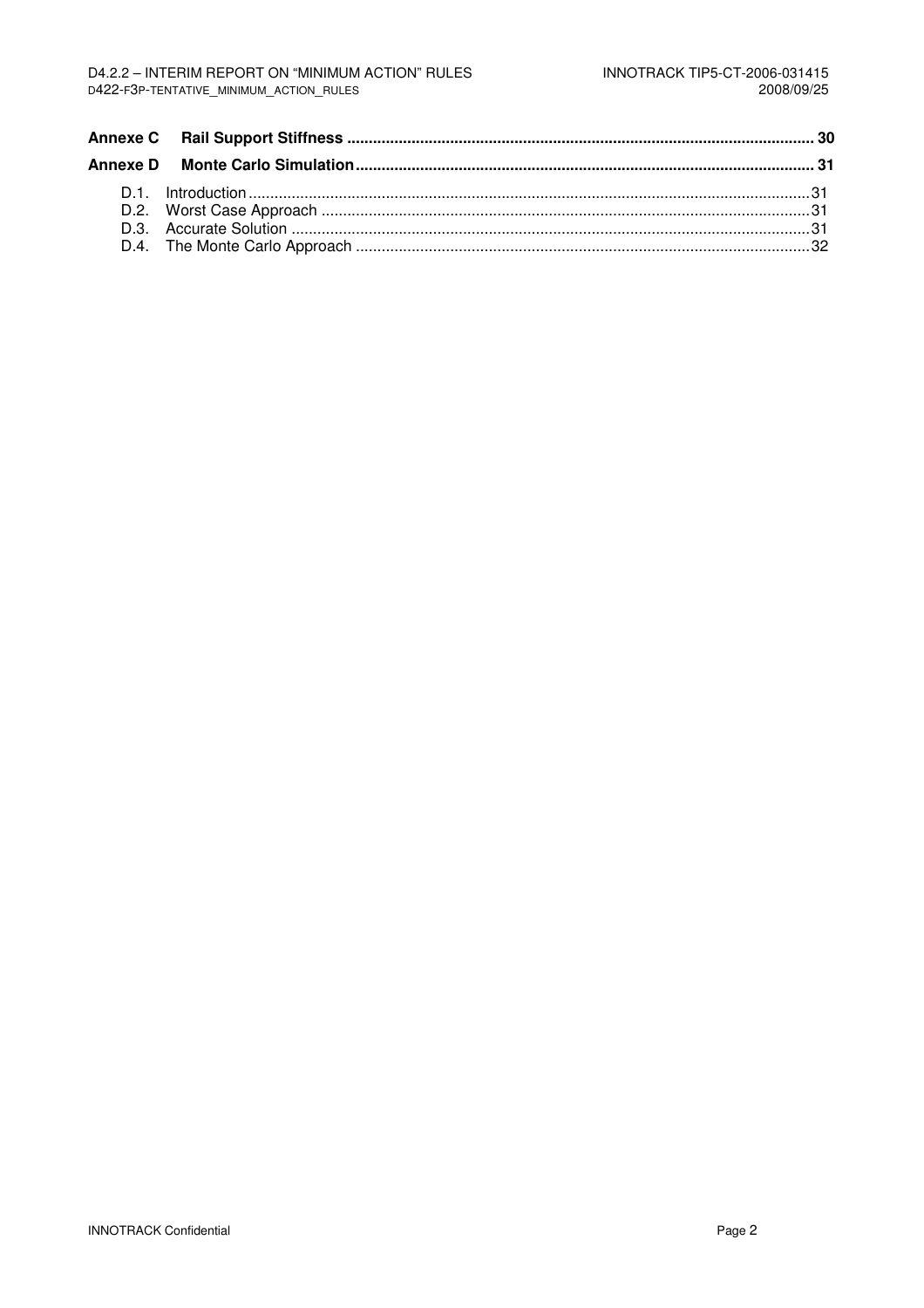**Annexe C Rail Support Stiffness** ........................................................................................................ 30

**Annexe D Monte Carlo Simulation** .................................................................................................... 31

D.1. Introduction ................................................................................................................................31
D.2. Worst Case Approach ...............................................................................................................31
D.3. Accurate Solution ......................................................................................................................31
D.4. The Monte Carlo Approach ........................................................................................................32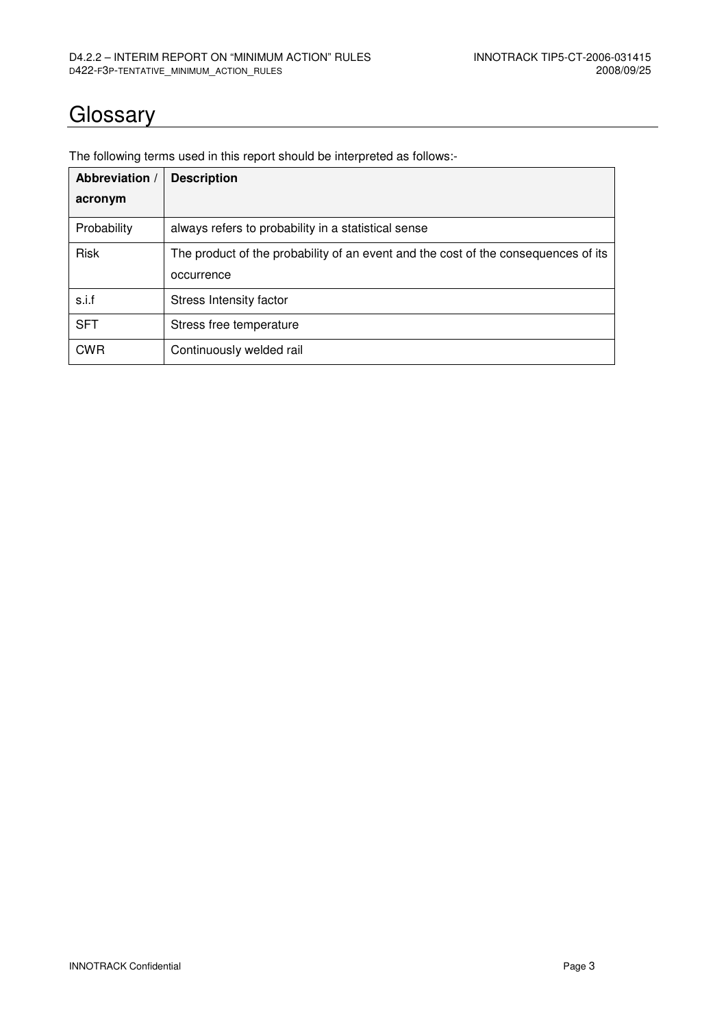# Glossary

The following terms used in this report should be interpreted as follows:-

| Abbreviation / acronym | Description |
|---|---|
| Probability | always refers to probability in a statistical sense |
| Risk | The product of the probability of an event and the cost of the consequences of its occurrence |
| s.i.f | Stress Intensity factor |
| SFT | Stress free temperature |
| CWR | Continuously welded rail |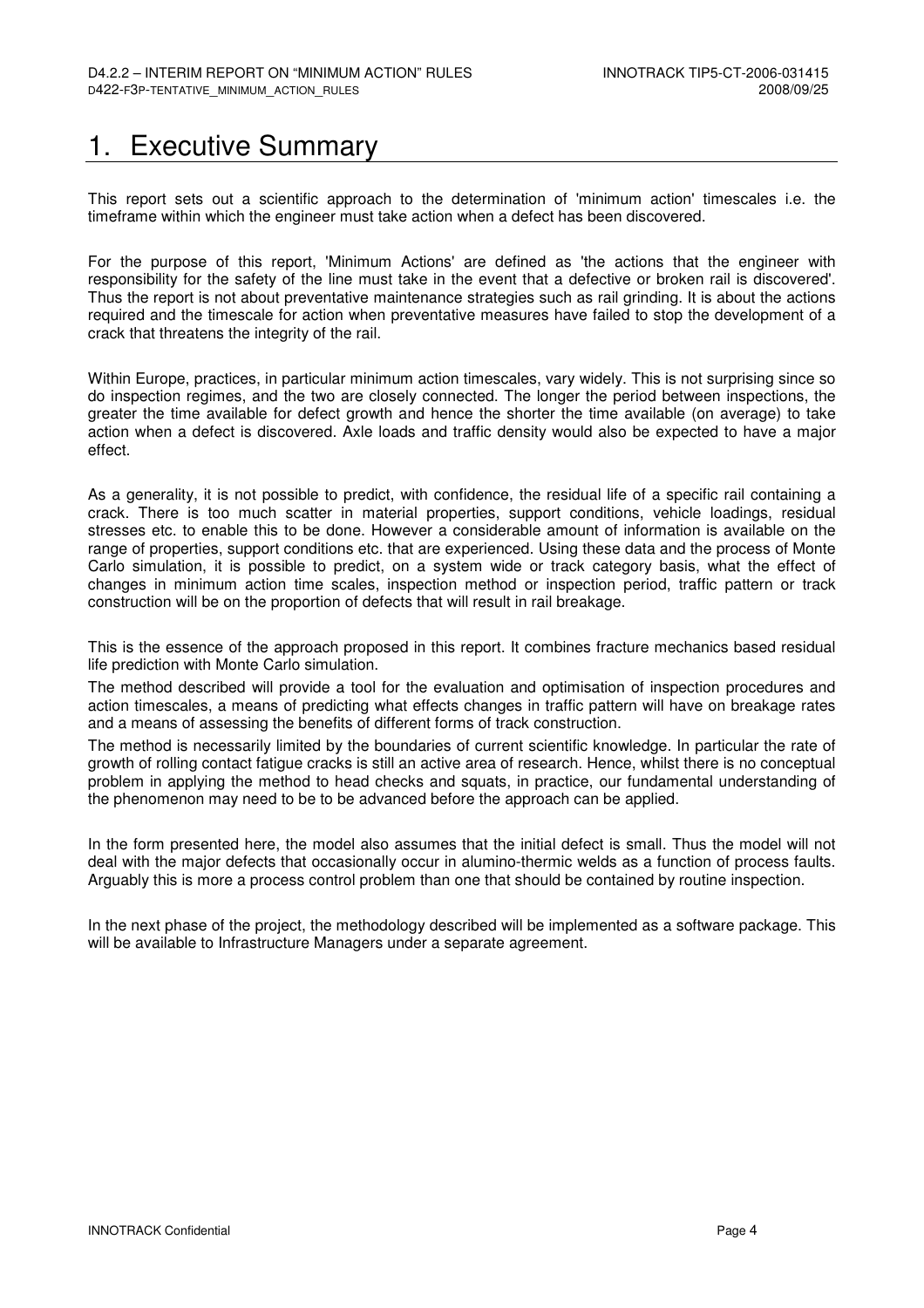# 1. Executive Summary

This report sets out a scientific approach to the determination of 'minimum action' timescales i.e. the timeframe within which the engineer must take action when a defect has been discovered.

For the purpose of this report, 'Minimum Actions' are defined as 'the actions that the engineer with responsibility for the safety of the line must take in the event that a defective or broken rail is discovered'. Thus the report is not about preventative maintenance strategies such as rail grinding. It is about the actions required and the timescale for action when preventative measures have failed to stop the development of a crack that threatens the integrity of the rail.

Within Europe, practices, in particular minimum action timescales, vary widely. This is not surprising since so do inspection regimes, and the two are closely connected. The longer the period between inspections, the greater the time available for defect growth and hence the shorter the time available (on average) to take action when a defect is discovered. Axle loads and traffic density would also be expected to have a major effect.

As a generality, it is not possible to predict, with confidence, the residual life of a specific rail containing a crack. There is too much scatter in material properties, support conditions, vehicle loadings, residual stresses etc. to enable this to be done. However a considerable amount of information is available on the range of properties, support conditions etc. that are experienced. Using these data and the process of Monte Carlo simulation, it is possible to predict, on a system wide or track category basis, what the effect of changes in minimum action time scales, inspection method or inspection period, traffic pattern or track construction will be on the proportion of defects that will result in rail breakage.

This is the essence of the approach proposed in this report. It combines fracture mechanics based residual life prediction with Monte Carlo simulation.

The method described will provide a tool for the evaluation and optimisation of inspection procedures and action timescales, a means of predicting what effects changes in traffic pattern will have on breakage rates and a means of assessing the benefits of different forms of track construction.

The method is necessarily limited by the boundaries of current scientific knowledge. In particular the rate of growth of rolling contact fatigue cracks is still an active area of research. Hence, whilst there is no conceptual problem in applying the method to head checks and squats, in practice, our fundamental understanding of the phenomenon may need to be to be advanced before the approach can be applied.

In the form presented here, the model also assumes that the initial defect is small. Thus the model will not deal with the major defects that occasionally occur in alumino-thermic welds as a function of process faults. Arguably this is more a process control problem than one that should be contained by routine inspection.

In the next phase of the project, the methodology described will be implemented as a software package. This will be available to Infrastructure Managers under a separate agreement.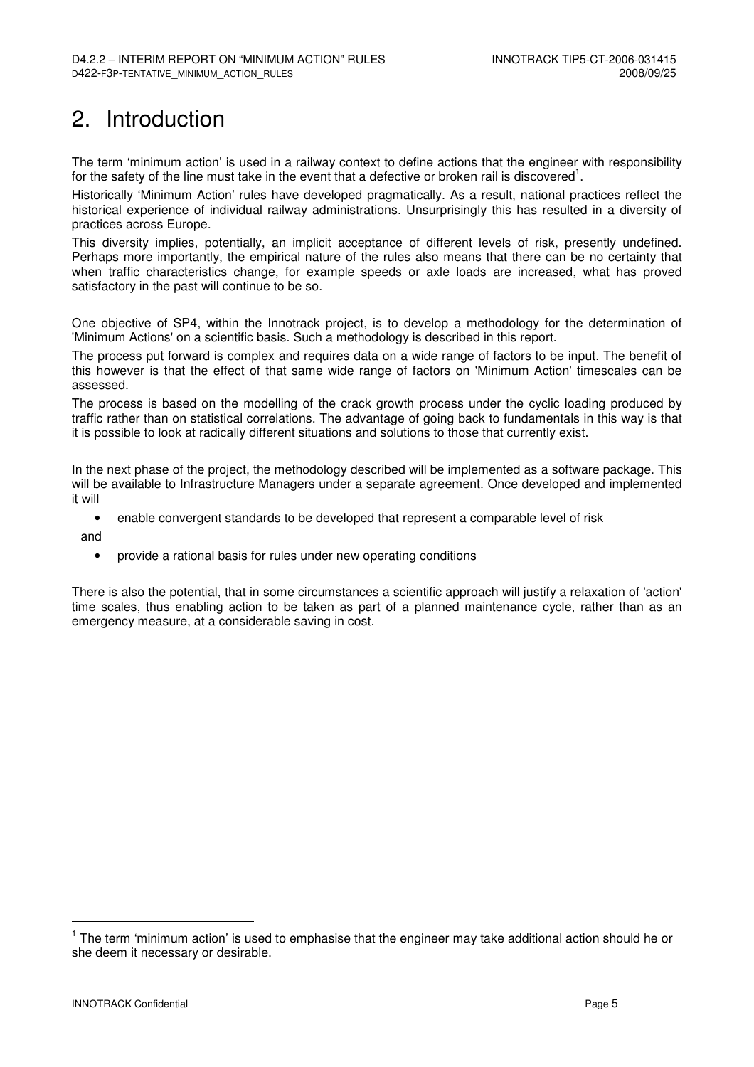# 2. Introduction

The term 'minimum action' is used in a railway context to define actions that the engineer with responsibility for the safety of the line must take in the event that a defective or broken rail is discovered[1].

Historically 'Minimum Action' rules have developed pragmatically. As a result, national practices reflect the historical experience of individual railway administrations. Unsurprisingly this has resulted in a diversity of practices across Europe.

This diversity implies, potentially, an implicit acceptance of different levels of risk, presently undefined. Perhaps more importantly, the empirical nature of the rules also means that there can be no certainty that when traffic characteristics change, for example speeds or axle loads are increased, what has proved satisfactory in the past will continue to be so.

One objective of SP4, within the Innotrack project, is to develop a methodology for the determination of 'Minimum Actions' on a scientific basis. Such a methodology is described in this report.

The process put forward is complex and requires data on a wide range of factors to be input. The benefit of this however is that the effect of that same wide range of factors on 'Minimum Action' timescales can be assessed.

The process is based on the modelling of the crack growth process under the cyclic loading produced by traffic rather than on statistical correlations. The advantage of going back to fundamentals in this way is that it is possible to look at radically different situations and solutions to those that currently exist.

In the next phase of the project, the methodology described will be implemented as a software package. This will be available to Infrastructure Managers under a separate agreement. Once developed and implemented it will

- enable convergent standards to be developed that represent a comparable level of risk

and

- provide a rational basis for rules under new operating conditions

There is also the potential, that in some circumstances a scientific approach will justify a relaxation of 'action' time scales, thus enabling action to be taken as part of a planned maintenance cycle, rather than as an emergency measure, at a considerable saving in cost.

[1] The term 'minimum action' is used to emphasise that the engineer may take additional action should he or she deem it necessary or desirable.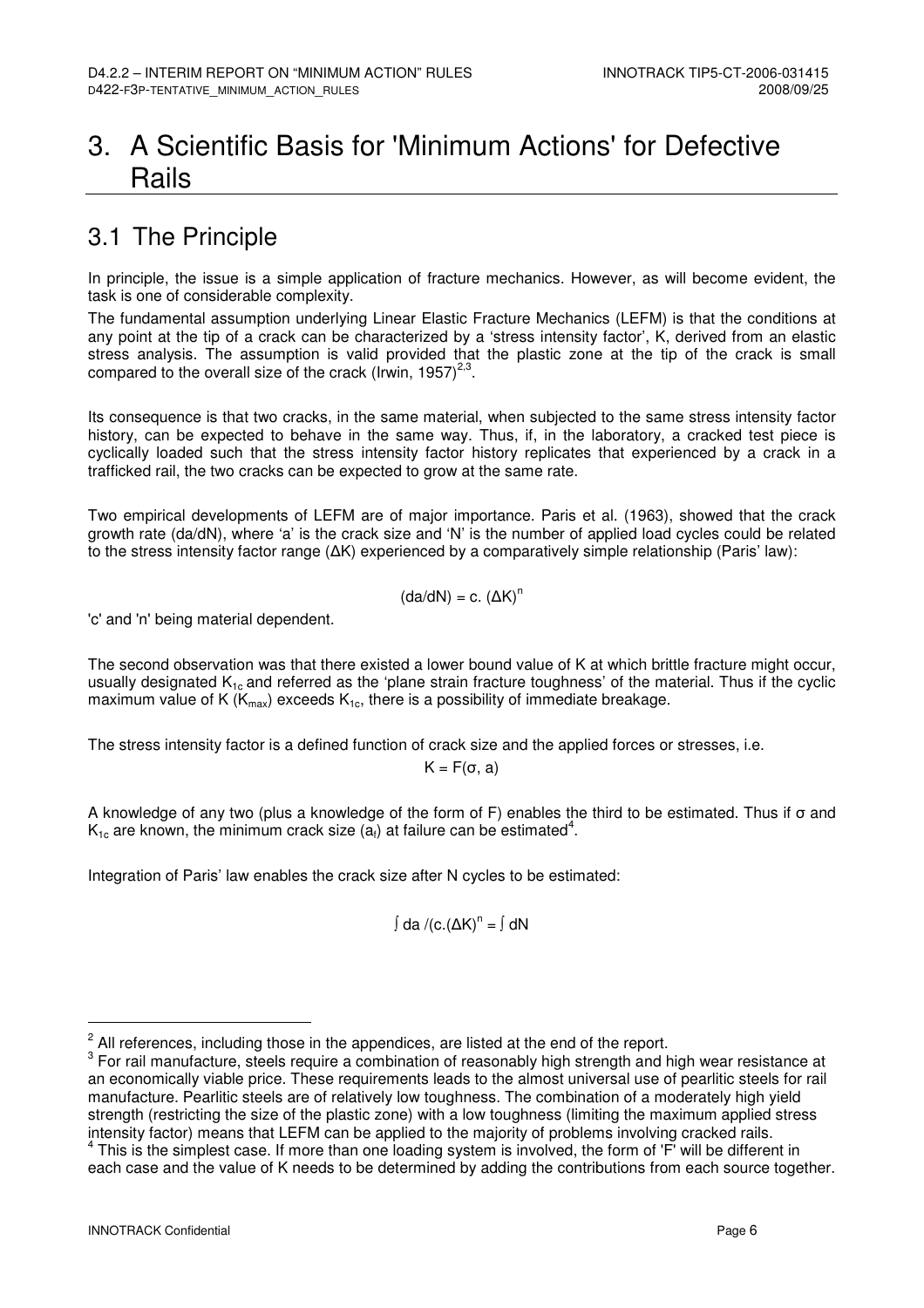# 3. A Scientific Basis for 'Minimum Actions' for Defective Rails

## 3.1 The Principle

In principle, the issue is a simple application of fracture mechanics. However, as will become evident, the task is one of considerable complexity.

The fundamental assumption underlying Linear Elastic Fracture Mechanics (LEFM) is that the conditions at any point at the tip of a crack can be characterized by a 'stress intensity factor', K, derived from an elastic stress analysis. The assumption is valid provided that the plastic zone at the tip of the crack is small compared to the overall size of the crack (Irwin, 1957)[2,3].

Its consequence is that two cracks, in the same material, when subjected to the same stress intensity factor history, can be expected to behave in the same way. Thus, if, in the laboratory, a cracked test piece is cyclically loaded such that the stress intensity factor history replicates that experienced by a crack in a trafficked rail, the two cracks can be expected to grow at the same rate.

Two empirical developments of LEFM are of major importance. Paris et al. (1963), showed that the crack growth rate (da/dN), where 'a' is the crack size and 'N' is the number of applied load cycles could be related to the stress intensity factor range ($\Delta K$) experienced by a comparatively simple relationship (Paris' law):

$$(da/dN) = c.\ (\Delta K)^n$$

'c' and 'n' being material dependent.

The second observation was that there existed a lower bound value of K at which brittle fracture might occur, usually designated $K_{1c}$ and referred as the 'plane strain fracture toughness' of the material. Thus if the cyclic maximum value of K ($K_{max}$) exceeds $K_{1c}$, there is a possibility of immediate breakage.

The stress intensity factor is a defined function of crack size and the applied forces or stresses, i.e.

$$K = F(\sigma, a)$$

A knowledge of any two (plus a knowledge of the form of F) enables the third to be estimated. Thus if $\sigma$ and $K_{1c}$ are known, the minimum crack size ($a_f$) at failure can be estimated[4].

Integration of Paris' law enables the crack size after N cycles to be estimated:

$$\int da / (c.(\Delta K)^n = \int dN$$

---

[2] All references, including those in the appendices, are listed at the end of the report.

[3] For rail manufacture, steels require a combination of reasonably high strength and high wear resistance at an economically viable price. These requirements leads to the almost universal use of pearlitic steels for rail manufacture. Pearlitic steels are of relatively low toughness. The combination of a moderately high yield strength (restricting the size of the plastic zone) with a low toughness (limiting the maximum applied stress intensity factor) means that LEFM can be applied to the majority of problems involving cracked rails.

[4] This is the simplest case. If more than one loading system is involved, the form of 'F' will be different in each case and the value of K needs to be determined by adding the contributions from each source together.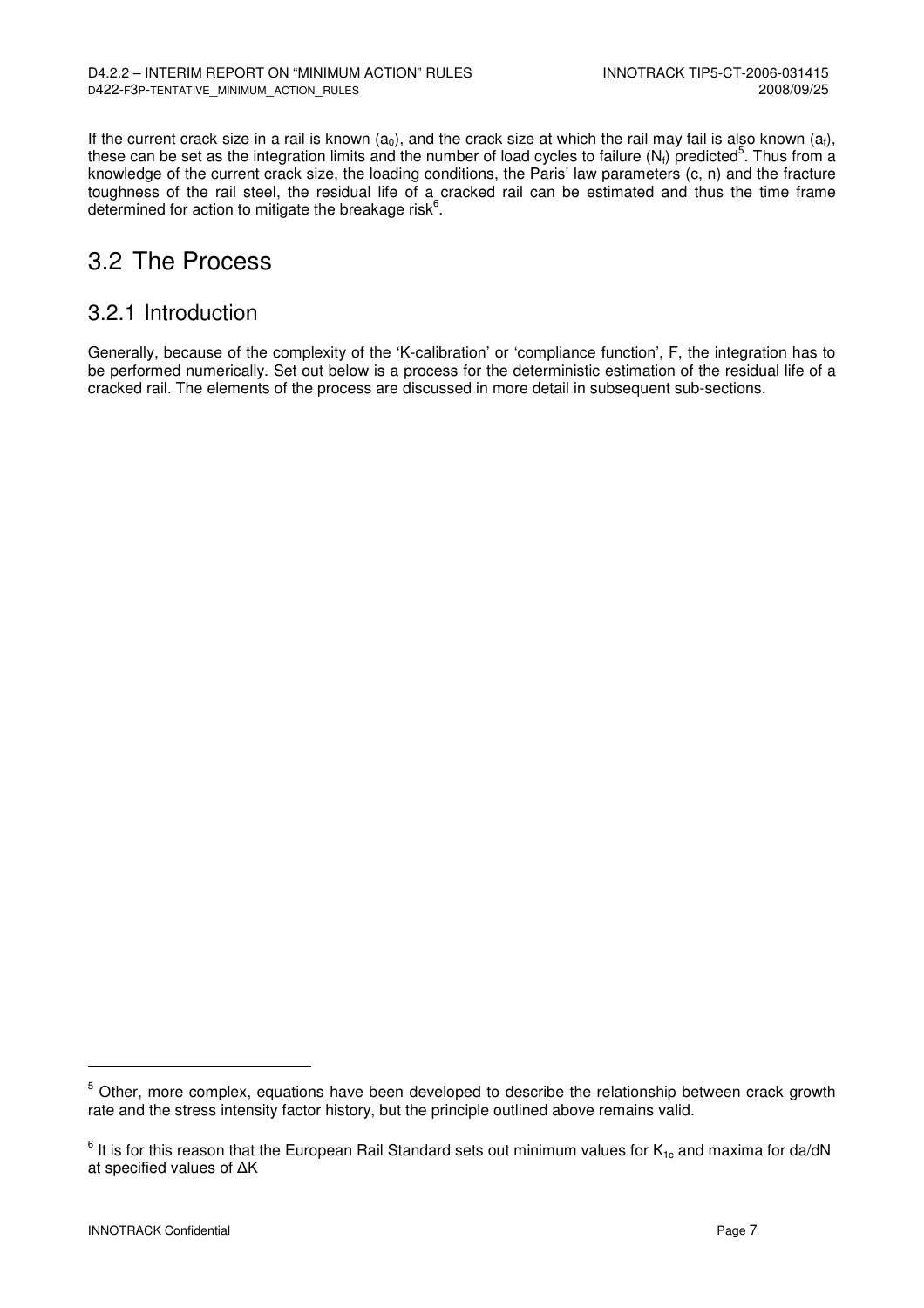If the current crack size in a rail is known ($a_0$), and the crack size at which the rail may fail is also known ($a_f$), these can be set as the integration limits and the number of load cycles to failure ($N_f$) predicted[5]. Thus from a knowledge of the current crack size, the loading conditions, the Paris' law parameters (c, n) and the fracture toughness of the rail steel, the residual life of a cracked rail can be estimated and thus the time frame determined for action to mitigate the breakage risk[6].

# 3.2 The Process

## 3.2.1 Introduction

Generally, because of the complexity of the 'K-calibration' or 'compliance function', F, the integration has to be performed numerically. Set out below is a process for the deterministic estimation of the residual life of a cracked rail. The elements of the process are discussed in more detail in subsequent sub-sections.

---

[5] Other, more complex, equations have been developed to describe the relationship between crack growth rate and the stress intensity factor history, but the principle outlined above remains valid.

[6] It is for this reason that the European Rail Standard sets out minimum values for $K_{1c}$ and maxima for da/dN at specified values of $\Delta K$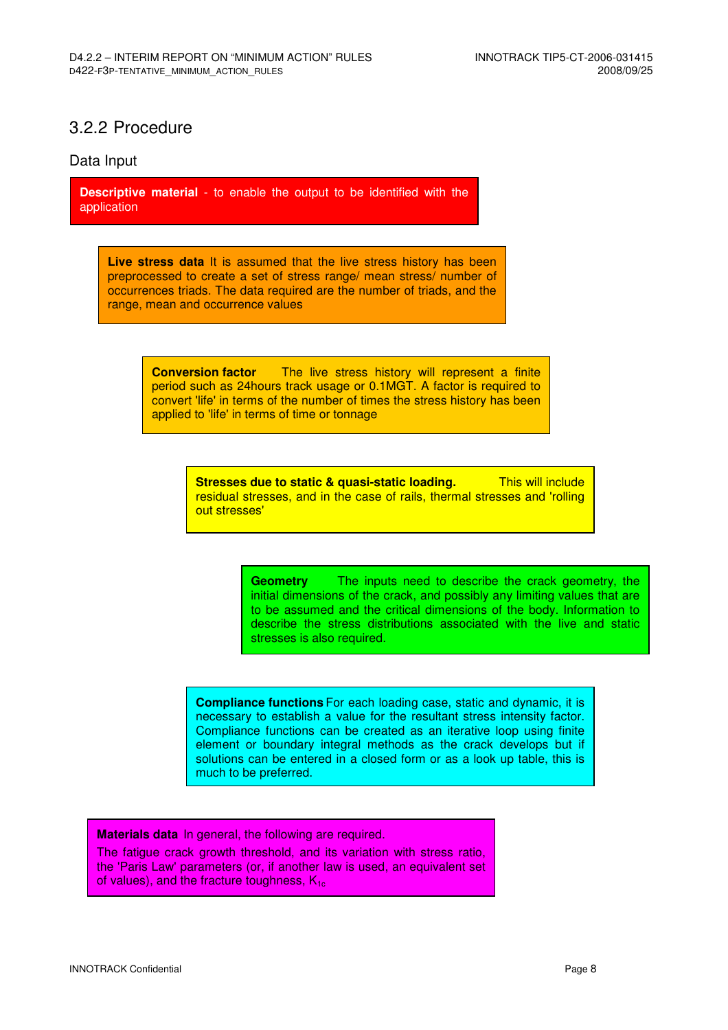## 3.2.2 Procedure

### Data Input

**Descriptive material** - to enable the output to be identified with the application

**Live stress data** It is assumed that the live stress history has been preprocessed to create a set of stress range/ mean stress/ number of occurrences triads. The data required are the number of triads, and the range, mean and occurrence values

**Conversion factor** The live stress history will represent a finite period such as 24hours track usage or 0.1MGT. A factor is required to convert 'life' in terms of the number of times the stress history has been applied to 'life' in terms of time or tonnage

**Stresses due to static & quasi-static loading.** This will include residual stresses, and in the case of rails, thermal stresses and 'rolling out stresses'

**Geometry** The inputs need to describe the crack geometry, the initial dimensions of the crack, and possibly any limiting values that are to be assumed and the critical dimensions of the body. Information to describe the stress distributions associated with the live and static stresses is also required.

**Compliance functions** For each loading case, static and dynamic, it is necessary to establish a value for the resultant stress intensity factor. Compliance functions can be created as an iterative loop using finite element or boundary integral methods as the crack develops but if solutions can be entered in a closed form or as a look up table, this is much to be preferred.

**Materials data** In general, the following are required.

The fatigue crack growth threshold, and its variation with stress ratio, the 'Paris Law' parameters (or, if another law is used, an equivalent set of values), and the fracture toughness, $K_{1c}$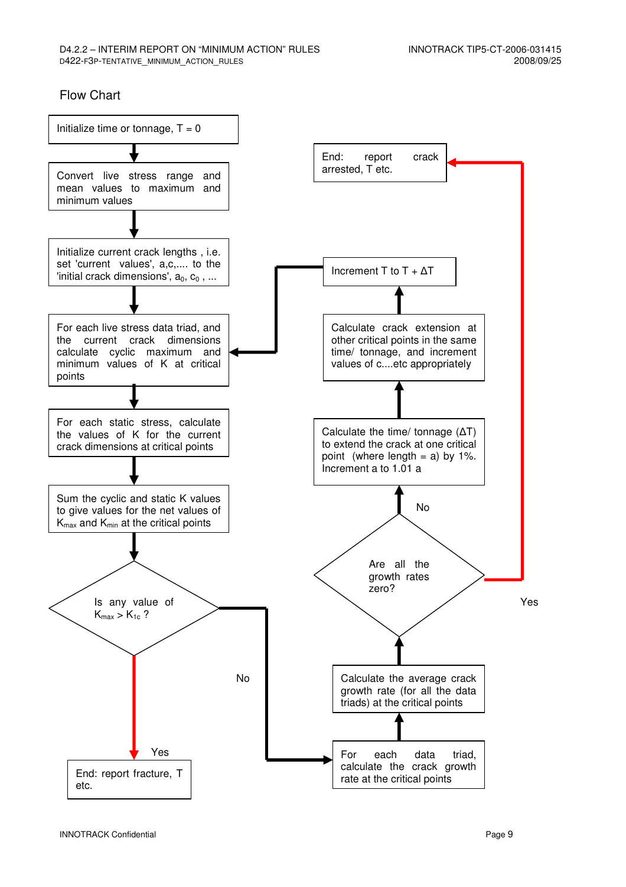## Flow Chart

Initialize time or tonnage, T = 0

Convert live stress range and mean values to maximum and minimum values

Initialize current crack lengths , i.e. set 'current values', a,c,.... to the 'initial crack dimensions', $a_0$, $c_0$ , ...

For each live stress data triad, and the current crack dimensions calculate cyclic maximum and minimum values of K at critical points

For each static stress, calculate the values of K for the current crack dimensions at critical points

Sum the cyclic and static K values to give values for the net values of $K_{max}$ and $K_{min}$ at the critical points

Is any value of $K_{max} > K_{1c}$ ?

Yes

End: report fracture, T etc.

No

For each data triad, calculate the crack growth rate at the critical points

Calculate the average crack growth rate (for all the data triads) at the critical points

Are all the growth rates zero?

Yes

End: report crack arrested, T etc.

No

Calculate the time/ tonnage (ΔT) to extend the crack at one critical point (where length = a) by 1%. Increment a to 1.01 a

Calculate crack extension at other critical points in the same time/ tonnage, and increment values of c....etc appropriately

Increment T to T + ΔT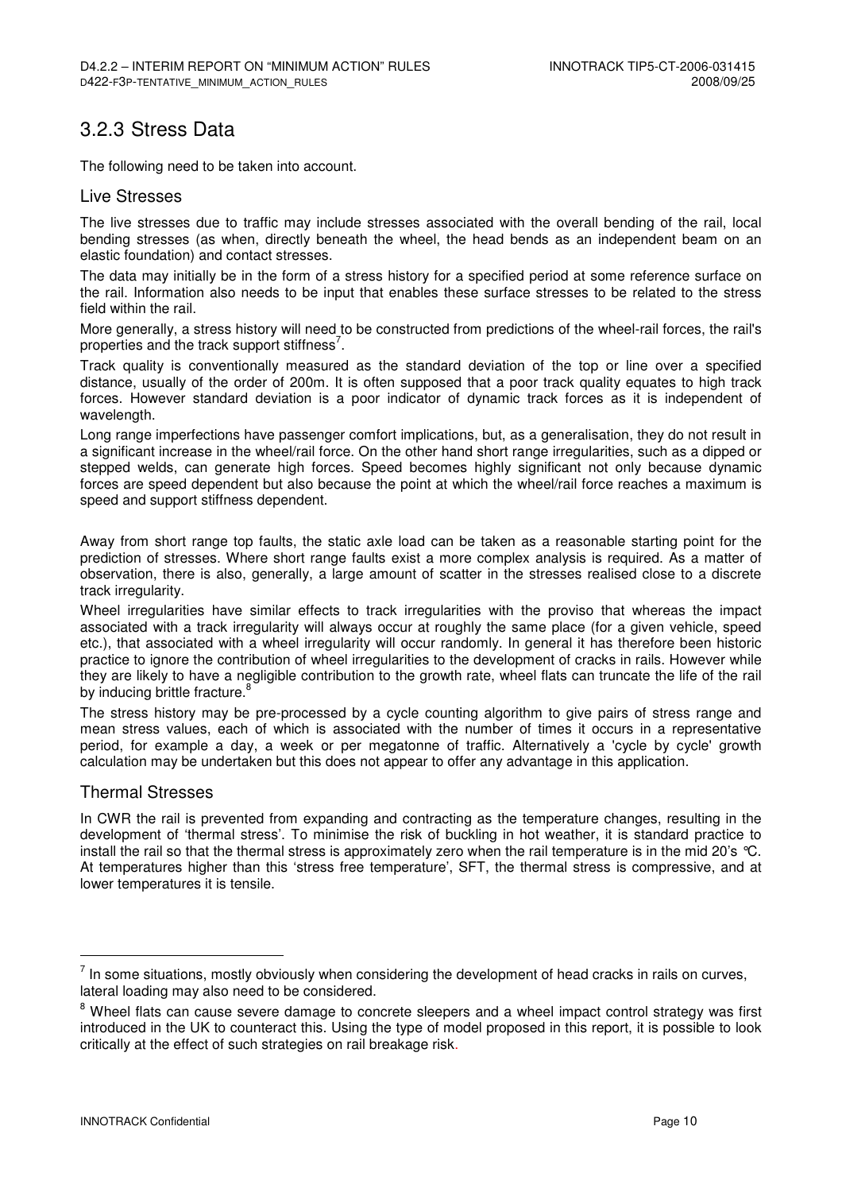## 3.2.3 Stress Data

The following need to be taken into account.

### Live Stresses

The live stresses due to traffic may include stresses associated with the overall bending of the rail, local bending stresses (as when, directly beneath the wheel, the head bends as an independent beam on an elastic foundation) and contact stresses.

The data may initially be in the form of a stress history for a specified period at some reference surface on the rail. Information also needs to be input that enables these surface stresses to be related to the stress field within the rail.

More generally, a stress history will need to be constructed from predictions of the wheel-rail forces, the rail's properties and the track support stiffness[7].

Track quality is conventionally measured as the standard deviation of the top or line over a specified distance, usually of the order of 200m. It is often supposed that a poor track quality equates to high track forces. However standard deviation is a poor indicator of dynamic track forces as it is independent of wavelength.

Long range imperfections have passenger comfort implications, but, as a generalisation, they do not result in a significant increase in the wheel/rail force. On the other hand short range irregularities, such as a dipped or stepped welds, can generate high forces. Speed becomes highly significant not only because dynamic forces are speed dependent but also because the point at which the wheel/rail force reaches a maximum is speed and support stiffness dependent.

Away from short range top faults, the static axle load can be taken as a reasonable starting point for the prediction of stresses. Where short range faults exist a more complex analysis is required. As a matter of observation, there is also, generally, a large amount of scatter in the stresses realised close to a discrete track irregularity.

Wheel irregularities have similar effects to track irregularities with the proviso that whereas the impact associated with a track irregularity will always occur at roughly the same place (for a given vehicle, speed etc.), that associated with a wheel irregularity will occur randomly. In general it has therefore been historic practice to ignore the contribution of wheel irregularities to the development of cracks in rails. However while they are likely to have a negligible contribution to the growth rate, wheel flats can truncate the life of the rail by inducing brittle fracture.[8]

The stress history may be pre-processed by a cycle counting algorithm to give pairs of stress range and mean stress values, each of which is associated with the number of times it occurs in a representative period, for example a day, a week or per megatonne of traffic. Alternatively a 'cycle by cycle' growth calculation may be undertaken but this does not appear to offer any advantage in this application.

### Thermal Stresses

In CWR the rail is prevented from expanding and contracting as the temperature changes, resulting in the development of 'thermal stress'. To minimise the risk of buckling in hot weather, it is standard practice to install the rail so that the thermal stress is approximately zero when the rail temperature is in the mid 20's °C. At temperatures higher than this 'stress free temperature', SFT, the thermal stress is compressive, and at lower temperatures it is tensile.

---

[7] In some situations, mostly obviously when considering the development of head cracks in rails on curves, lateral loading may also need to be considered.

[8] Wheel flats can cause severe damage to concrete sleepers and a wheel impact control strategy was first introduced in the UK to counteract this. Using the type of model proposed in this report, it is possible to look critically at the effect of such strategies on rail breakage risk.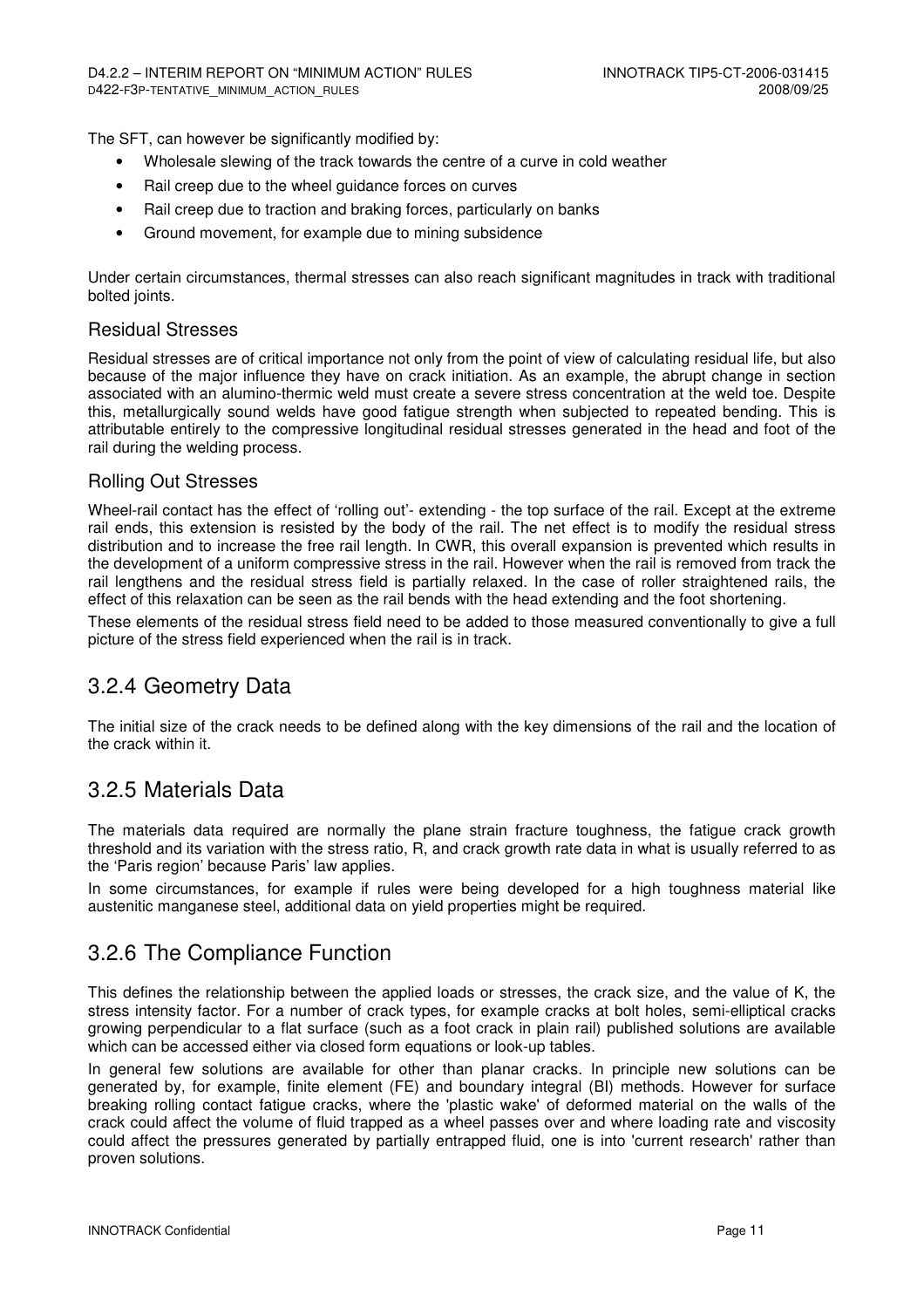The SFT, can however be significantly modified by:

- Wholesale slewing of the track towards the centre of a curve in cold weather
- Rail creep due to the wheel guidance forces on curves
- Rail creep due to traction and braking forces, particularly on banks
- Ground movement, for example due to mining subsidence

Under certain circumstances, thermal stresses can also reach significant magnitudes in track with traditional bolted joints.

### Residual Stresses

Residual stresses are of critical importance not only from the point of view of calculating residual life, but also because of the major influence they have on crack initiation. As an example, the abrupt change in section associated with an alumino-thermic weld must create a severe stress concentration at the weld toe. Despite this, metallurgically sound welds have good fatigue strength when subjected to repeated bending. This is attributable entirely to the compressive longitudinal residual stresses generated in the head and foot of the rail during the welding process.

### Rolling Out Stresses

Wheel-rail contact has the effect of 'rolling out'- extending - the top surface of the rail. Except at the extreme rail ends, this extension is resisted by the body of the rail. The net effect is to modify the residual stress distribution and to increase the free rail length. In CWR, this overall expansion is prevented which results in the development of a uniform compressive stress in the rail. However when the rail is removed from track the rail lengthens and the residual stress field is partially relaxed. In the case of roller straightened rails, the effect of this relaxation can be seen as the rail bends with the head extending and the foot shortening.

These elements of the residual stress field need to be added to those measured conventionally to give a full picture of the stress field experienced when the rail is in track.

## 3.2.4 Geometry Data

The initial size of the crack needs to be defined along with the key dimensions of the rail and the location of the crack within it.

## 3.2.5 Materials Data

The materials data required are normally the plane strain fracture toughness, the fatigue crack growth threshold and its variation with the stress ratio, R, and crack growth rate data in what is usually referred to as the 'Paris region' because Paris' law applies.

In some circumstances, for example if rules were being developed for a high toughness material like austenitic manganese steel, additional data on yield properties might be required.

## 3.2.6 The Compliance Function

This defines the relationship between the applied loads or stresses, the crack size, and the value of K, the stress intensity factor. For a number of crack types, for example cracks at bolt holes, semi-elliptical cracks growing perpendicular to a flat surface (such as a foot crack in plain rail) published solutions are available which can be accessed either via closed form equations or look-up tables.

In general few solutions are available for other than planar cracks. In principle new solutions can be generated by, for example, finite element (FE) and boundary integral (BI) methods. However for surface breaking rolling contact fatigue cracks, where the 'plastic wake' of deformed material on the walls of the crack could affect the volume of fluid trapped as a wheel passes over and where loading rate and viscosity could affect the pressures generated by partially entrapped fluid, one is into 'current research' rather than proven solutions.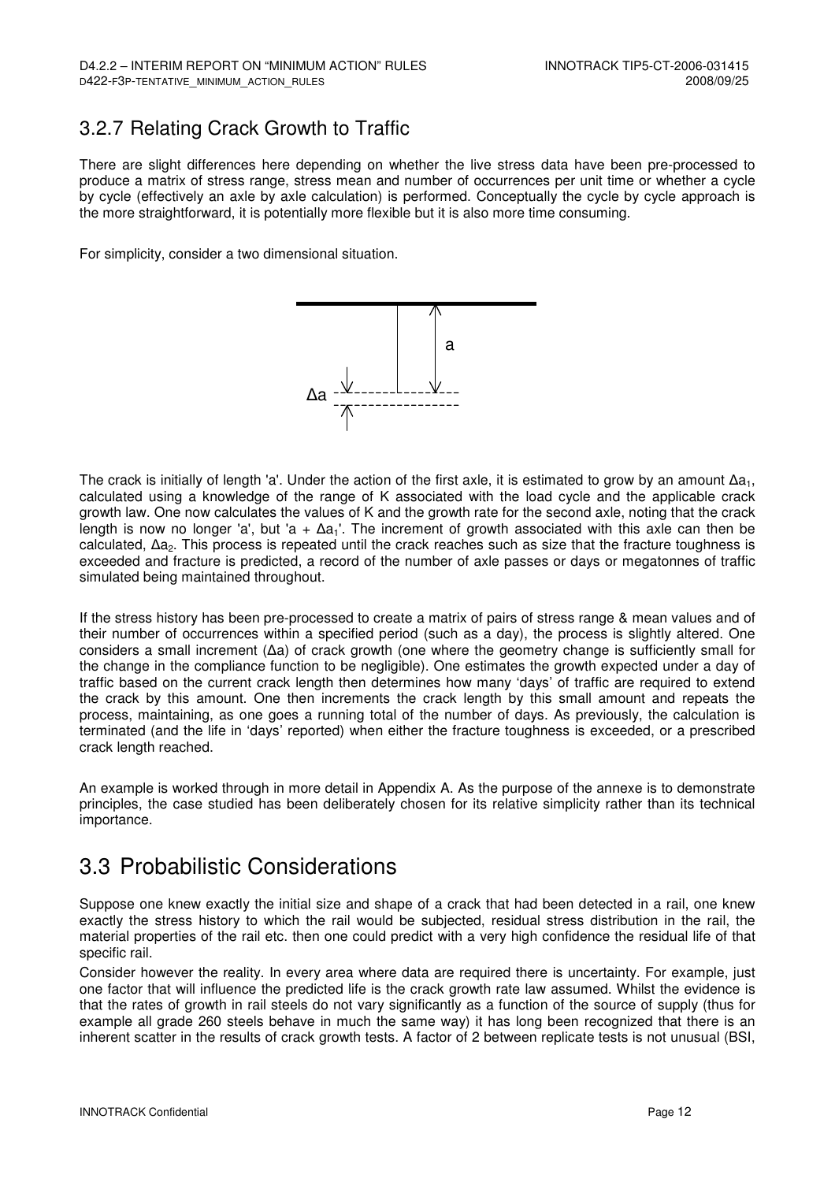### 3.2.7 Relating Crack Growth to Traffic

There are slight differences here depending on whether the live stress data have been pre-processed to produce a matrix of stress range, stress mean and number of occurrences per unit time or whether a cycle by cycle (effectively an axle by axle calculation) is performed. Conceptually the cycle by cycle approach is the more straightforward, it is potentially more flexible but it is also more time consuming.

For simplicity, consider a two dimensional situation.

The crack is initially of length 'a'. Under the action of the first axle, it is estimated to grow by an amount $\Delta a_1$, calculated using a knowledge of the range of K associated with the load cycle and the applicable crack growth law. One now calculates the values of K and the growth rate for the second axle, noting that the crack length is now no longer 'a', but '$a + \Delta a_1$'. The increment of growth associated with this axle can then be calculated, $\Delta a_2$. This process is repeated until the crack reaches such as size that the fracture toughness is exceeded and fracture is predicted, a record of the number of axle passes or days or megatonnes of traffic simulated being maintained throughout.

If the stress history has been pre-processed to create a matrix of pairs of stress range & mean values and of their number of occurrences within a specified period (such as a day), the process is slightly altered. One considers a small increment ($\Delta a$) of crack growth (one where the geometry change is sufficiently small for the change in the compliance function to be negligible). One estimates the growth expected under a day of traffic based on the current crack length then determines how many 'days' of traffic are required to extend the crack by this amount. One then increments the crack length by this small amount and repeats the process, maintaining, as one goes a running total of the number of days. As previously, the calculation is terminated (and the life in 'days' reported) when either the fracture toughness is exceeded, or a prescribed crack length reached.

An example is worked through in more detail in Appendix A. As the purpose of the annexe is to demonstrate principles, the case studied has been deliberately chosen for its relative simplicity rather than its technical importance.

## 3.3 Probabilistic Considerations

Suppose one knew exactly the initial size and shape of a crack that had been detected in a rail, one knew exactly the stress history to which the rail would be subjected, residual stress distribution in the rail, the material properties of the rail etc. then one could predict with a very high confidence the residual life of that specific rail.

Consider however the reality. In every area where data are required there is uncertainty. For example, just one factor that will influence the predicted life is the crack growth rate law assumed. Whilst the evidence is that the rates of growth in rail steels do not vary significantly as a function of the source of supply (thus for example all grade 260 steels behave in much the same way) it has long been recognized that there is an inherent scatter in the results of crack growth tests. A factor of 2 between replicate tests is not unusual (BSI,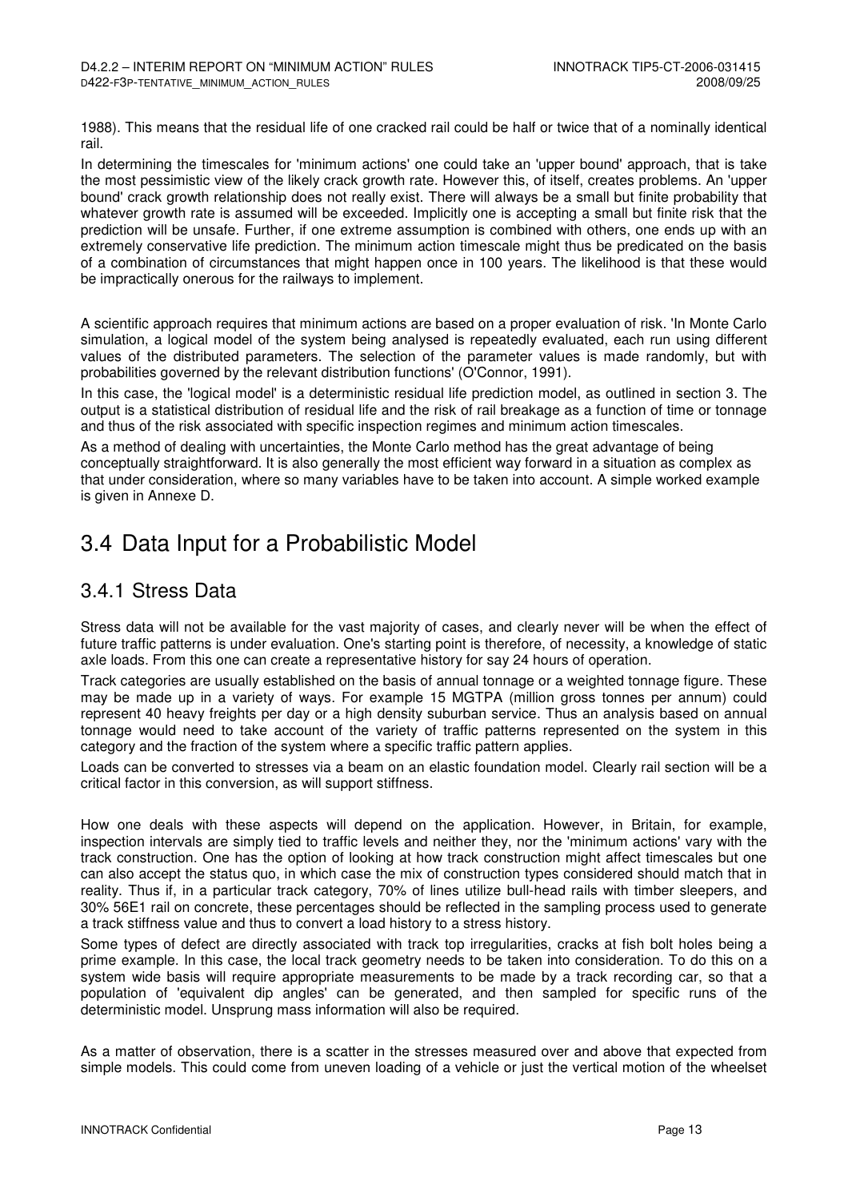1988). This means that the residual life of one cracked rail could be half or twice that of a nominally identical rail.

In determining the timescales for 'minimum actions' one could take an 'upper bound' approach, that is take the most pessimistic view of the likely crack growth rate. However this, of itself, creates problems. An 'upper bound' crack growth relationship does not really exist. There will always be a small but finite probability that whatever growth rate is assumed will be exceeded. Implicitly one is accepting a small but finite risk that the prediction will be unsafe. Further, if one extreme assumption is combined with others, one ends up with an extremely conservative life prediction. The minimum action timescale might thus be predicated on the basis of a combination of circumstances that might happen once in 100 years. The likelihood is that these would be impractically onerous for the railways to implement.

A scientific approach requires that minimum actions are based on a proper evaluation of risk. 'In Monte Carlo simulation, a logical model of the system being analysed is repeatedly evaluated, each run using different values of the distributed parameters. The selection of the parameter values is made randomly, but with probabilities governed by the relevant distribution functions' (O'Connor, 1991).

In this case, the 'logical model' is a deterministic residual life prediction model, as outlined in section 3. The output is a statistical distribution of residual life and the risk of rail breakage as a function of time or tonnage and thus of the risk associated with specific inspection regimes and minimum action timescales.

As a method of dealing with uncertainties, the Monte Carlo method has the great advantage of being conceptually straightforward. It is also generally the most efficient way forward in a situation as complex as that under consideration, where so many variables have to be taken into account. A simple worked example is given in Annexe D.

## 3.4 Data Input for a Probabilistic Model

### 3.4.1 Stress Data

Stress data will not be available for the vast majority of cases, and clearly never will be when the effect of future traffic patterns is under evaluation. One's starting point is therefore, of necessity, a knowledge of static axle loads. From this one can create a representative history for say 24 hours of operation.

Track categories are usually established on the basis of annual tonnage or a weighted tonnage figure. These may be made up in a variety of ways. For example 15 MGTPA (million gross tonnes per annum) could represent 40 heavy freights per day or a high density suburban service. Thus an analysis based on annual tonnage would need to take account of the variety of traffic patterns represented on the system in this category and the fraction of the system where a specific traffic pattern applies.

Loads can be converted to stresses via a beam on an elastic foundation model. Clearly rail section will be a critical factor in this conversion, as will support stiffness.

How one deals with these aspects will depend on the application. However, in Britain, for example, inspection intervals are simply tied to traffic levels and neither they, nor the 'minimum actions' vary with the track construction. One has the option of looking at how track construction might affect timescales but one can also accept the status quo, in which case the mix of construction types considered should match that in reality. Thus if, in a particular track category, 70% of lines utilize bull-head rails with timber sleepers, and 30% 56E1 rail on concrete, these percentages should be reflected in the sampling process used to generate a track stiffness value and thus to convert a load history to a stress history.

Some types of defect are directly associated with track top irregularities, cracks at fish bolt holes being a prime example. In this case, the local track geometry needs to be taken into consideration. To do this on a system wide basis will require appropriate measurements to be made by a track recording car, so that a population of 'equivalent dip angles' can be generated, and then sampled for specific runs of the deterministic model. Unsprung mass information will also be required.

As a matter of observation, there is a scatter in the stresses measured over and above that expected from simple models. This could come from uneven loading of a vehicle or just the vertical motion of the wheelset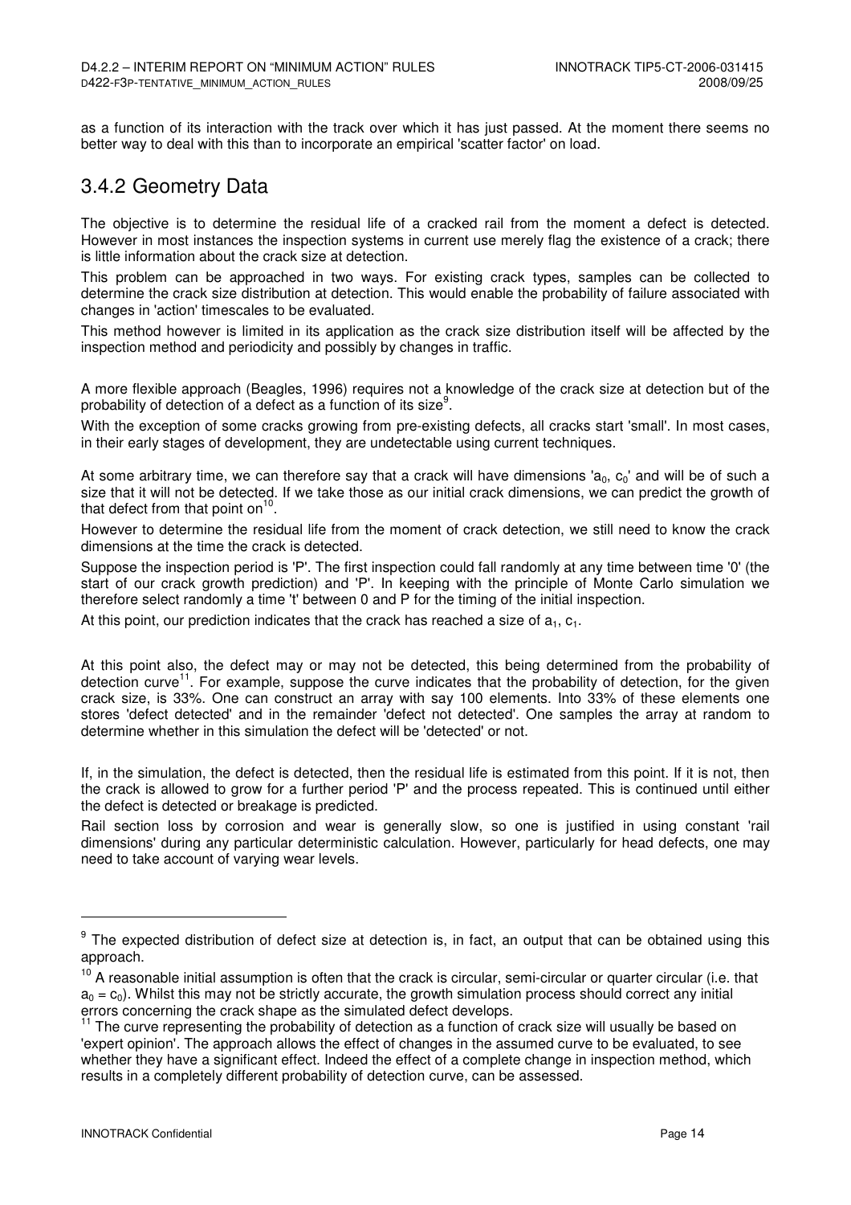as a function of its interaction with the track over which it has just passed. At the moment there seems no better way to deal with this than to incorporate an empirical 'scatter factor' on load.

## 3.4.2 Geometry Data

The objective is to determine the residual life of a cracked rail from the moment a defect is detected. However in most instances the inspection systems in current use merely flag the existence of a crack; there is little information about the crack size at detection.

This problem can be approached in two ways. For existing crack types, samples can be collected to determine the crack size distribution at detection. This would enable the probability of failure associated with changes in 'action' timescales to be evaluated.

This method however is limited in its application as the crack size distribution itself will be affected by the inspection method and periodicity and possibly by changes in traffic.

A more flexible approach (Beagles, 1996) requires not a knowledge of the crack size at detection but of the probability of detection of a defect as a function of its size[9].

With the exception of some cracks growing from pre-existing defects, all cracks start 'small'. In most cases, in their early stages of development, they are undetectable using current techniques.

At some arbitrary time, we can therefore say that a crack will have dimensions '$a_0$, $c_0$' and will be of such a size that it will not be detected. If we take those as our initial crack dimensions, we can predict the growth of that defect from that point on[10].

However to determine the residual life from the moment of crack detection, we still need to know the crack dimensions at the time the crack is detected.

Suppose the inspection period is 'P'. The first inspection could fall randomly at any time between time '0' (the start of our crack growth prediction) and 'P'. In keeping with the principle of Monte Carlo simulation we therefore select randomly a time 't' between 0 and P for the timing of the initial inspection.

At this point, our prediction indicates that the crack has reached a size of $a_1$, $c_1$.

At this point also, the defect may or may not be detected, this being determined from the probability of detection curve[11]. For example, suppose the curve indicates that the probability of detection, for the given crack size, is 33%. One can construct an array with say 100 elements. Into 33% of these elements one stores 'defect detected' and in the remainder 'defect not detected'. One samples the array at random to determine whether in this simulation the defect will be 'detected' or not.

If, in the simulation, the defect is detected, then the residual life is estimated from this point. If it is not, then the crack is allowed to grow for a further period 'P' and the process repeated. This is continued until either the defect is detected or breakage is predicted.

Rail section loss by corrosion and wear is generally slow, so one is justified in using constant 'rail dimensions' during any particular deterministic calculation. However, particularly for head defects, one may need to take account of varying wear levels.

---

[9] The expected distribution of defect size at detection is, in fact, an output that can be obtained using this approach.

[10] A reasonable initial assumption is often that the crack is circular, semi-circular or quarter circular (i.e. that $a_0 = c_0$). Whilst this may not be strictly accurate, the growth simulation process should correct any initial errors concerning the crack shape as the simulated defect develops.

[11] The curve representing the probability of detection as a function of crack size will usually be based on 'expert opinion'. The approach allows the effect of changes in the assumed curve to be evaluated, to see whether they have a significant effect. Indeed the effect of a complete change in inspection method, which results in a completely different probability of detection curve, can be assessed.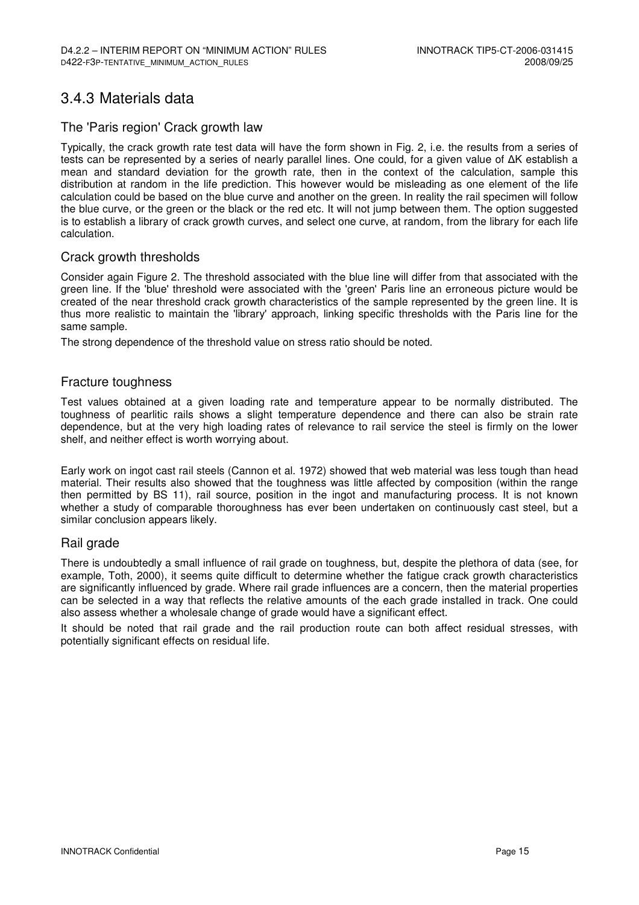## 3.4.3 Materials data

### The 'Paris region' Crack growth law

Typically, the crack growth rate test data will have the form shown in Fig. 2, i.e. the results from a series of tests can be represented by a series of nearly parallel lines. One could, for a given value of $\Delta K$ establish a mean and standard deviation for the growth rate, then in the context of the calculation, sample this distribution at random in the life prediction. This however would be misleading as one element of the life calculation could be based on the blue curve and another on the green. In reality the rail specimen will follow the blue curve, or the green or the black or the red etc. It will not jump between them. The option suggested is to establish a library of crack growth curves, and select one curve, at random, from the library for each life calculation.

### Crack growth thresholds

Consider again Figure 2. The threshold associated with the blue line will differ from that associated with the green line. If the 'blue' threshold were associated with the 'green' Paris line an erroneous picture would be created of the near threshold crack growth characteristics of the sample represented by the green line. It is thus more realistic to maintain the 'library' approach, linking specific thresholds with the Paris line for the same sample.

The strong dependence of the threshold value on stress ratio should be noted.

### Fracture toughness

Test values obtained at a given loading rate and temperature appear to be normally distributed. The toughness of pearlitic rails shows a slight temperature dependence and there can also be strain rate dependence, but at the very high loading rates of relevance to rail service the steel is firmly on the lower shelf, and neither effect is worth worrying about.

Early work on ingot cast rail steels (Cannon et al. 1972) showed that web material was less tough than head material. Their results also showed that the toughness was little affected by composition (within the range then permitted by BS 11), rail source, position in the ingot and manufacturing process. It is not known whether a study of comparable thoroughness has ever been undertaken on continuously cast steel, but a similar conclusion appears likely.

### Rail grade

There is undoubtedly a small influence of rail grade on toughness, but, despite the plethora of data (see, for example, Toth, 2000), it seems quite difficult to determine whether the fatigue crack growth characteristics are significantly influenced by grade. Where rail grade influences are a concern, then the material properties can be selected in a way that reflects the relative amounts of the each grade installed in track. One could also assess whether a wholesale change of grade would have a significant effect.

It should be noted that rail grade and the rail production route can both affect residual stresses, with potentially significant effects on residual life.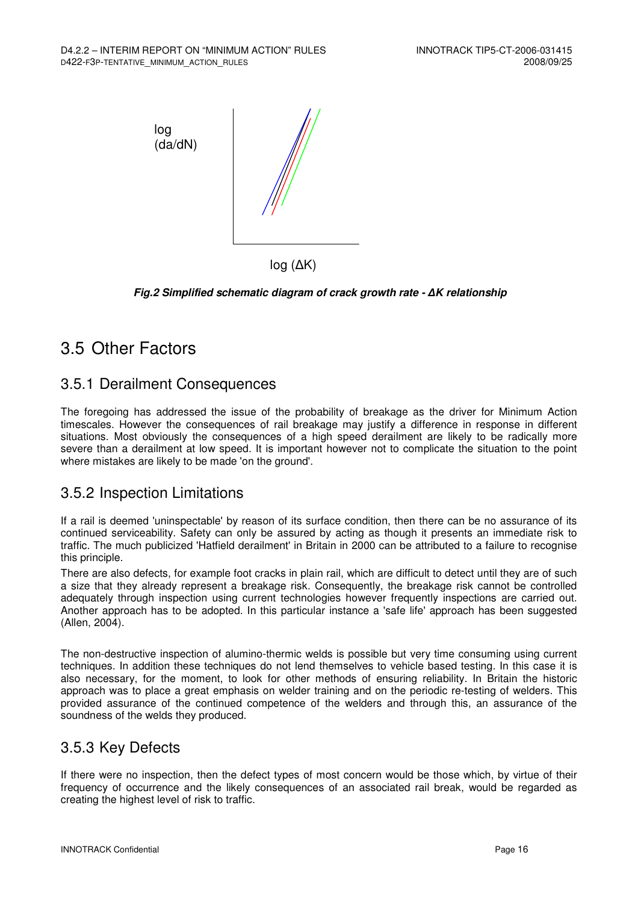log (da/dN)

log (ΔK)

***Fig.2 Simplified schematic diagram of crack growth rate - ΔK relationship***

## 3.5 Other Factors

### 3.5.1 Derailment Consequences

The foregoing has addressed the issue of the probability of breakage as the driver for Minimum Action timescales. However the consequences of rail breakage may justify a difference in response in different situations. Most obviously the consequences of a high speed derailment are likely to be radically more severe than a derailment at low speed. It is important however not to complicate the situation to the point where mistakes are likely to be made 'on the ground'.

### 3.5.2 Inspection Limitations

If a rail is deemed 'uninspectable' by reason of its surface condition, then there can be no assurance of its continued serviceability. Safety can only be assured by acting as though it presents an immediate risk to traffic. The much publicized 'Hatfield derailment' in Britain in 2000 can be attributed to a failure to recognise this principle.

There are also defects, for example foot cracks in plain rail, which are difficult to detect until they are of such a size that they already represent a breakage risk. Consequently, the breakage risk cannot be controlled adequately through inspection using current technologies however frequently inspections are carried out. Another approach has to be adopted. In this particular instance a 'safe life' approach has been suggested (Allen, 2004).

The non-destructive inspection of alumino-thermic welds is possible but very time consuming using current techniques. In addition these techniques do not lend themselves to vehicle based testing. In this case it is also necessary, for the moment, to look for other methods of ensuring reliability. In Britain the historic approach was to place a great emphasis on welder training and on the periodic re-testing of welders. This provided assurance of the continued competence of the welders and through this, an assurance of the soundness of the welds they produced.

### 3.5.3 Key Defects

If there were no inspection, then the defect types of most concern would be those which, by virtue of their frequency of occurrence and the likely consequences of an associated rail break, would be regarded as creating the highest level of risk to traffic.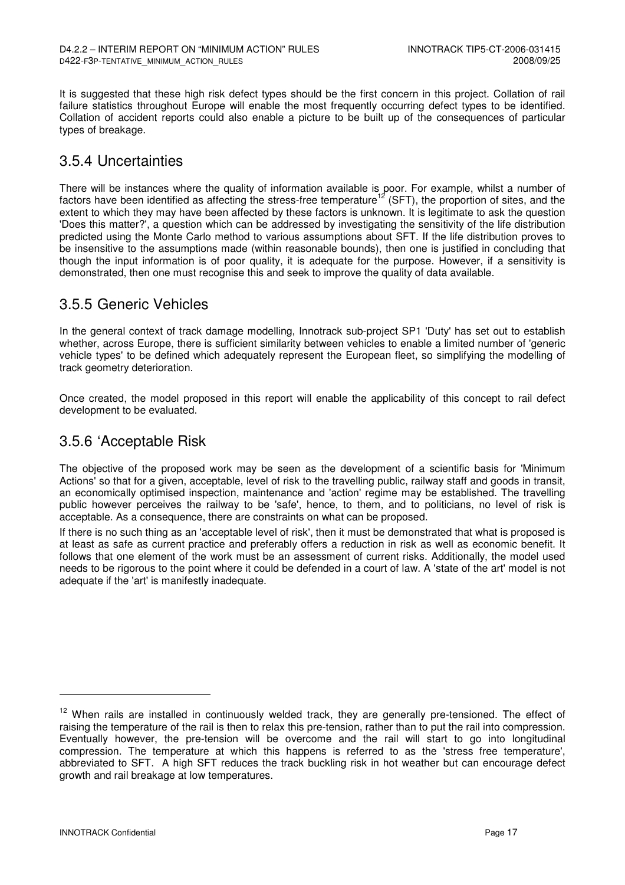It is suggested that these high risk defect types should be the first concern in this project. Collation of rail failure statistics throughout Europe will enable the most frequently occurring defect types to be identified. Collation of accident reports could also enable a picture to be built up of the consequences of particular types of breakage.

## 3.5.4 Uncertainties

There will be instances where the quality of information available is poor. For example, whilst a number of factors have been identified as affecting the stress-free temperature[12] (SFT), the proportion of sites, and the extent to which they may have been affected by these factors is unknown. It is legitimate to ask the question 'Does this matter?', a question which can be addressed by investigating the sensitivity of the life distribution predicted using the Monte Carlo method to various assumptions about SFT. If the life distribution proves to be insensitive to the assumptions made (within reasonable bounds), then one is justified in concluding that though the input information is of poor quality, it is adequate for the purpose. However, if a sensitivity is demonstrated, then one must recognise this and seek to improve the quality of data available.

## 3.5.5 Generic Vehicles

In the general context of track damage modelling, Innotrack sub-project SP1 'Duty' has set out to establish whether, across Europe, there is sufficient similarity between vehicles to enable a limited number of 'generic vehicle types' to be defined which adequately represent the European fleet, so simplifying the modelling of track geometry deterioration.

Once created, the model proposed in this report will enable the applicability of this concept to rail defect development to be evaluated.

## 3.5.6 'Acceptable Risk

The objective of the proposed work may be seen as the development of a scientific basis for 'Minimum Actions' so that for a given, acceptable, level of risk to the travelling public, railway staff and goods in transit, an economically optimised inspection, maintenance and 'action' regime may be established. The travelling public however perceives the railway to be 'safe', hence, to them, and to politicians, no level of risk is acceptable. As a consequence, there are constraints on what can be proposed.

If there is no such thing as an 'acceptable level of risk', then it must be demonstrated that what is proposed is at least as safe as current practice and preferably offers a reduction in risk as well as economic benefit. It follows that one element of the work must be an assessment of current risks. Additionally, the model used needs to be rigorous to the point where it could be defended in a court of law. A 'state of the art' model is not adequate if the 'art' is manifestly inadequate.

---

[12] When rails are installed in continuously welded track, they are generally pre-tensioned. The effect of raising the temperature of the rail is then to relax this pre-tension, rather than to put the rail into compression. Eventually however, the pre-tension will be overcome and the rail will start to go into longitudinal compression. The temperature at which this happens is referred to as the 'stress free temperature', abbreviated to SFT. A high SFT reduces the track buckling risk in hot weather but can encourage defect growth and rail breakage at low temperatures.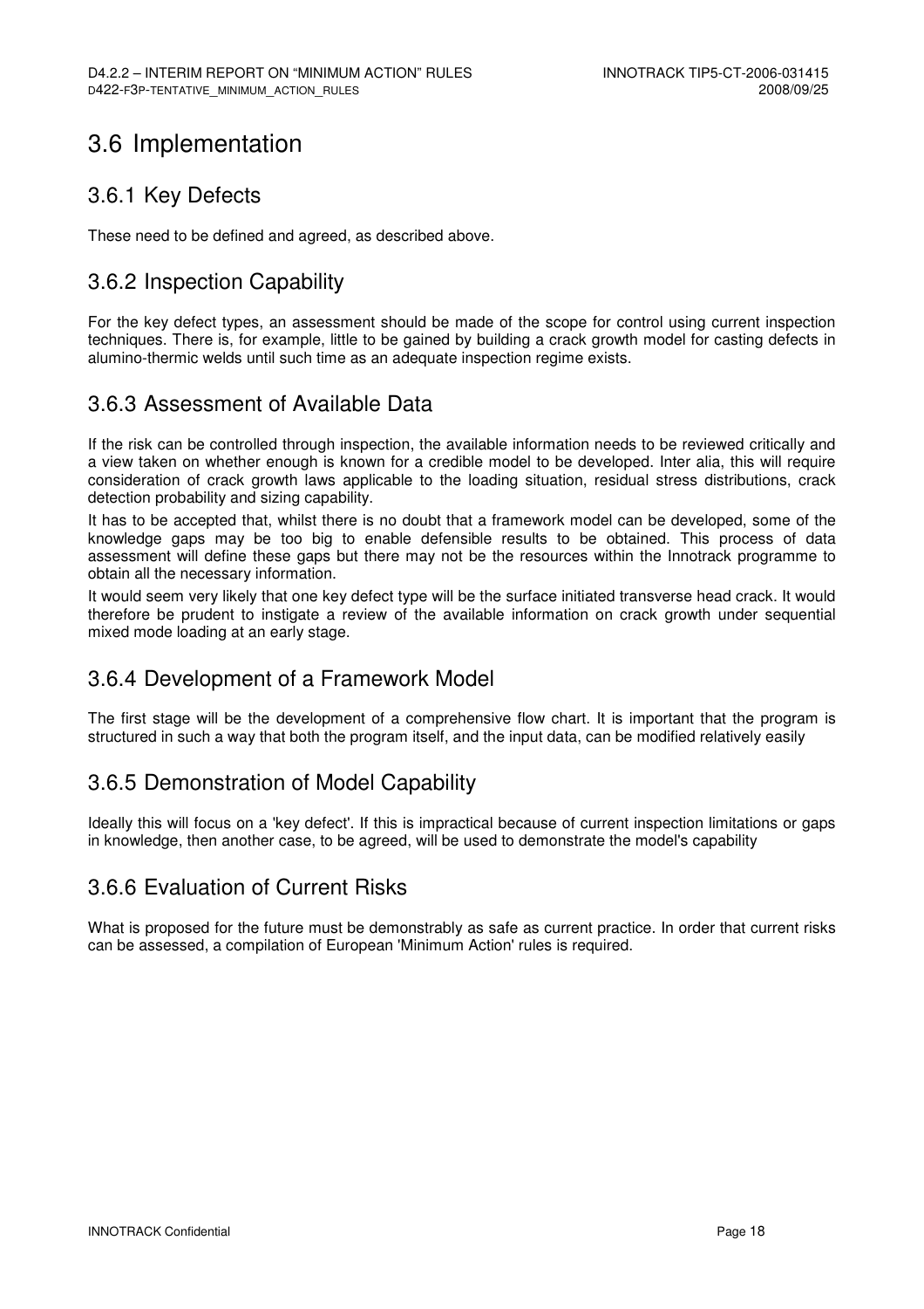## 3.6 Implementation

### 3.6.1 Key Defects

These need to be defined and agreed, as described above.

### 3.6.2 Inspection Capability

For the key defect types, an assessment should be made of the scope for control using current inspection techniques. There is, for example, little to be gained by building a crack growth model for casting defects in alumino-thermic welds until such time as an adequate inspection regime exists.

### 3.6.3 Assessment of Available Data

If the risk can be controlled through inspection, the available information needs to be reviewed critically and a view taken on whether enough is known for a credible model to be developed. Inter alia, this will require consideration of crack growth laws applicable to the loading situation, residual stress distributions, crack detection probability and sizing capability.

It has to be accepted that, whilst there is no doubt that a framework model can be developed, some of the knowledge gaps may be too big to enable defensible results to be obtained. This process of data assessment will define these gaps but there may not be the resources within the Innotrack programme to obtain all the necessary information.

It would seem very likely that one key defect type will be the surface initiated transverse head crack. It would therefore be prudent to instigate a review of the available information on crack growth under sequential mixed mode loading at an early stage.

### 3.6.4 Development of a Framework Model

The first stage will be the development of a comprehensive flow chart. It is important that the program is structured in such a way that both the program itself, and the input data, can be modified relatively easily

### 3.6.5 Demonstration of Model Capability

Ideally this will focus on a 'key defect'. If this is impractical because of current inspection limitations or gaps in knowledge, then another case, to be agreed, will be used to demonstrate the model's capability

### 3.6.6 Evaluation of Current Risks

What is proposed for the future must be demonstrably as safe as current practice. In order that current risks can be assessed, a compilation of European 'Minimum Action' rules is required.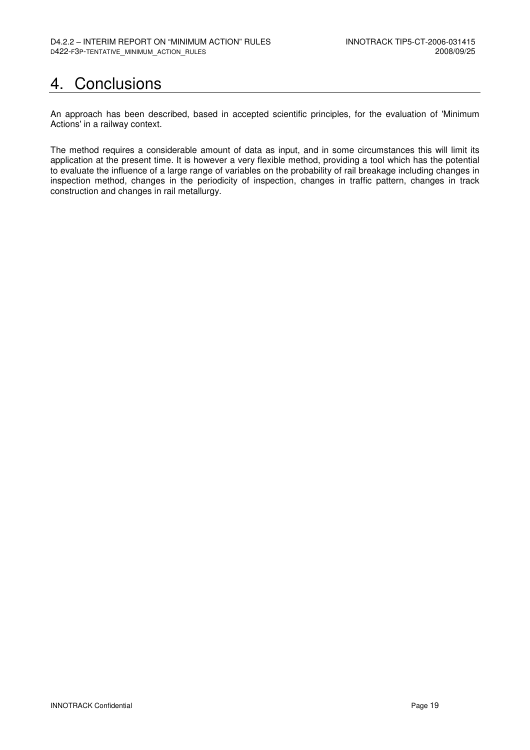# 4. Conclusions

An approach has been described, based in accepted scientific principles, for the evaluation of 'Minimum Actions' in a railway context.

The method requires a considerable amount of data as input, and in some circumstances this will limit its application at the present time. It is however a very flexible method, providing a tool which has the potential to evaluate the influence of a large range of variables on the probability of rail breakage including changes in inspection method, changes in the periodicity of inspection, changes in traffic pattern, changes in track construction and changes in rail metallurgy.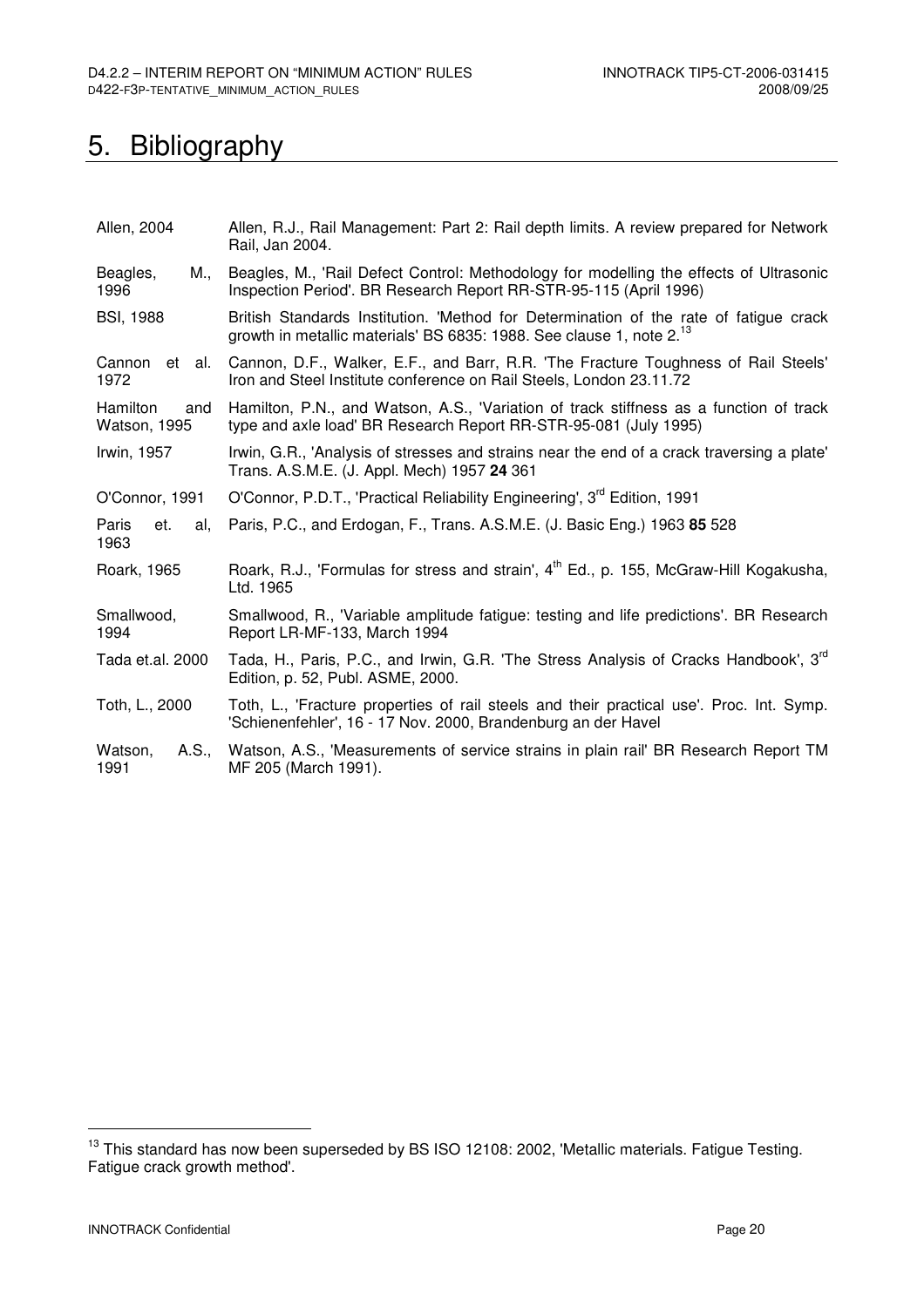# 5. Bibliography

| | |
|---|---|
| Allen, 2004 | Allen, R.J., Rail Management: Part 2: Rail depth limits. A review prepared for Network Rail, Jan 2004. |
| Beagles, M., 1996 | Beagles, M., 'Rail Defect Control: Methodology for modelling the effects of Ultrasonic Inspection Period'. BR Research Report RR-STR-95-115 (April 1996) |
| BSI, 1988 | British Standards Institution. 'Method for Determination of the rate of fatigue crack growth in metallic materials' BS 6835: 1988. See clause 1, note 2.[13] |
| Cannon et al. 1972 | Cannon, D.F., Walker, E.F., and Barr, R.R. 'The Fracture Toughness of Rail Steels' Iron and Steel Institute conference on Rail Steels, London 23.11.72 |
| Hamilton and Watson, 1995 | Hamilton, P.N., and Watson, A.S., 'Variation of track stiffness as a function of track type and axle load' BR Research Report RR-STR-95-081 (July 1995) |
| Irwin, 1957 | Irwin, G.R., 'Analysis of stresses and strains near the end of a crack traversing a plate' Trans. A.S.M.E. (J. Appl. Mech) 1957 **24** 361 |
| O'Connor, 1991 | O'Connor, P.D.T., 'Practical Reliability Engineering', 3rd Edition, 1991 |
| Paris et. al, 1963 | Paris, P.C., and Erdogan, F., Trans. A.S.M.E. (J. Basic Eng.) 1963 **85** 528 |
| Roark, 1965 | Roark, R.J., 'Formulas for stress and strain', 4th Ed., p. 155, McGraw-Hill Kogakusha, Ltd. 1965 |
| Smallwood, 1994 | Smallwood, R., 'Variable amplitude fatigue: testing and life predictions'. BR Research Report LR-MF-133, March 1994 |
| Tada et.al. 2000 | Tada, H., Paris, P.C., and Irwin, G.R. 'The Stress Analysis of Cracks Handbook', 3rd Edition, p. 52, Publ. ASME, 2000. |
| Toth, L., 2000 | Toth, L., 'Fracture properties of rail steels and their practical use'. Proc. Int. Symp. 'Schienenfehler', 16 - 17 Nov. 2000, Brandenburg an der Havel |
| Watson, A.S., 1991 | Watson, A.S., 'Measurements of service strains in plain rail' BR Research Report TM MF 205 (March 1991). |

[13] This standard has now been superseded by BS ISO 12108: 2002, 'Metallic materials. Fatigue Testing. Fatigue crack growth method'.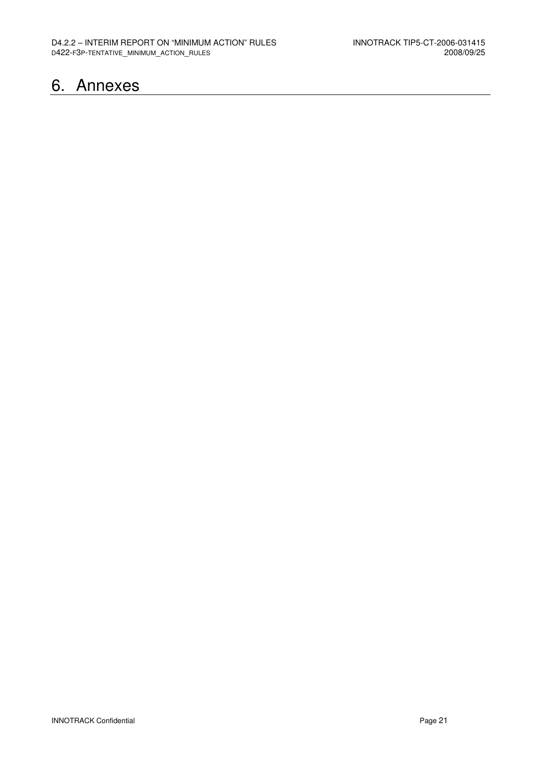# 6. Annexes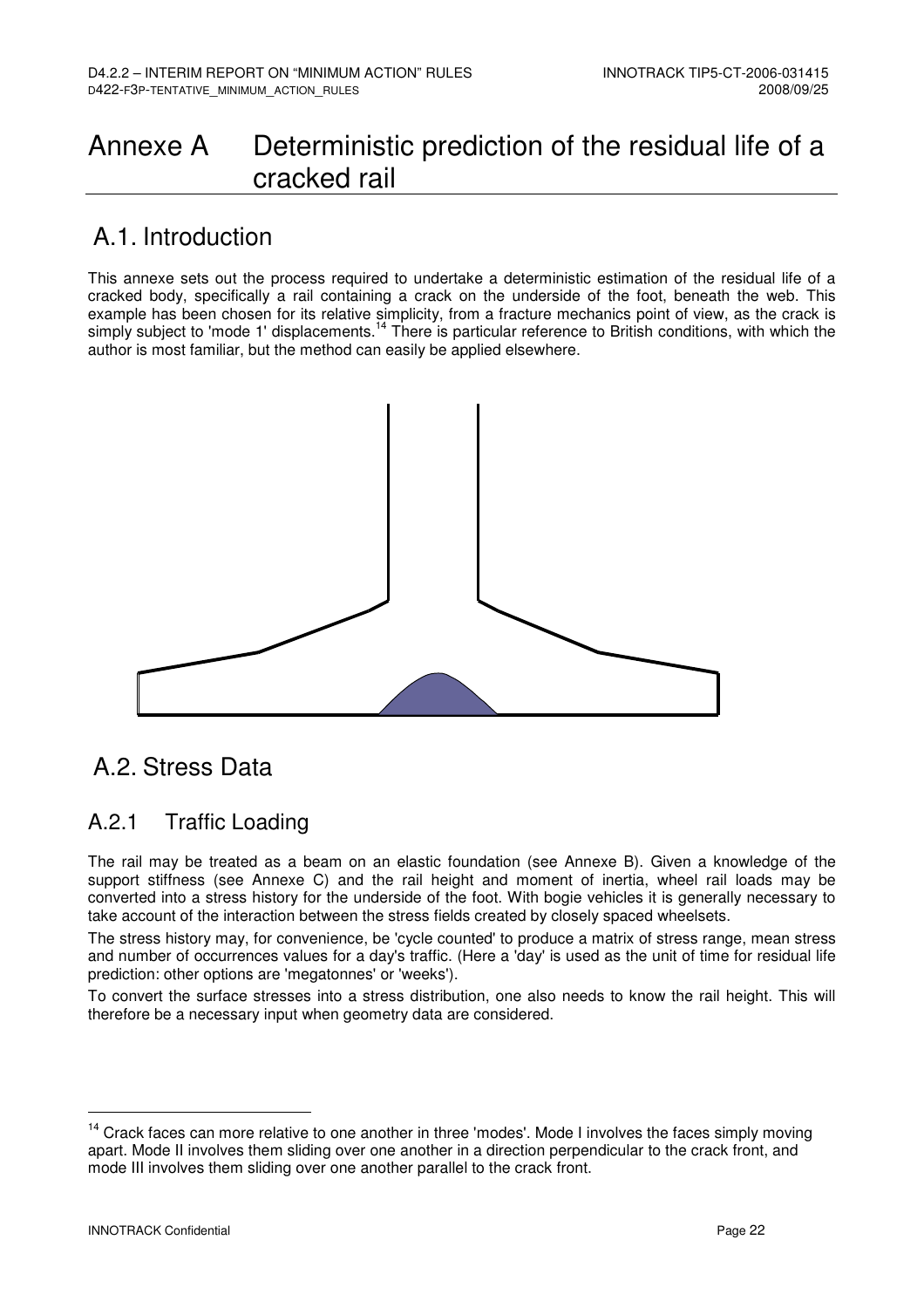# Annexe A Deterministic prediction of the residual life of a cracked rail

## A.1. Introduction

This annexe sets out the process required to undertake a deterministic estimation of the residual life of a cracked body, specifically a rail containing a crack on the underside of the foot, beneath the web. This example has been chosen for its relative simplicity, from a fracture mechanics point of view, as the crack is simply subject to 'mode 1' displacements.[14] There is particular reference to British conditions, with which the author is most familiar, but the method can easily be applied elsewhere.

## A.2. Stress Data

### A.2.1 Traffic Loading

The rail may be treated as a beam on an elastic foundation (see Annexe B). Given a knowledge of the support stiffness (see Annexe C) and the rail height and moment of inertia, wheel rail loads may be converted into a stress history for the underside of the foot. With bogie vehicles it is generally necessary to take account of the interaction between the stress fields created by closely spaced wheelsets.

The stress history may, for convenience, be 'cycle counted' to produce a matrix of stress range, mean stress and number of occurrences values for a day's traffic. (Here a 'day' is used as the unit of time for residual life prediction: other options are 'megatonnes' or 'weeks').

To convert the surface stresses into a stress distribution, one also needs to know the rail height. This will therefore be a necessary input when geometry data are considered.

[14] Crack faces can more relative to one another in three 'modes'. Mode I involves the faces simply moving apart. Mode II involves them sliding over one another in a direction perpendicular to the crack front, and mode III involves them sliding over one another parallel to the crack front.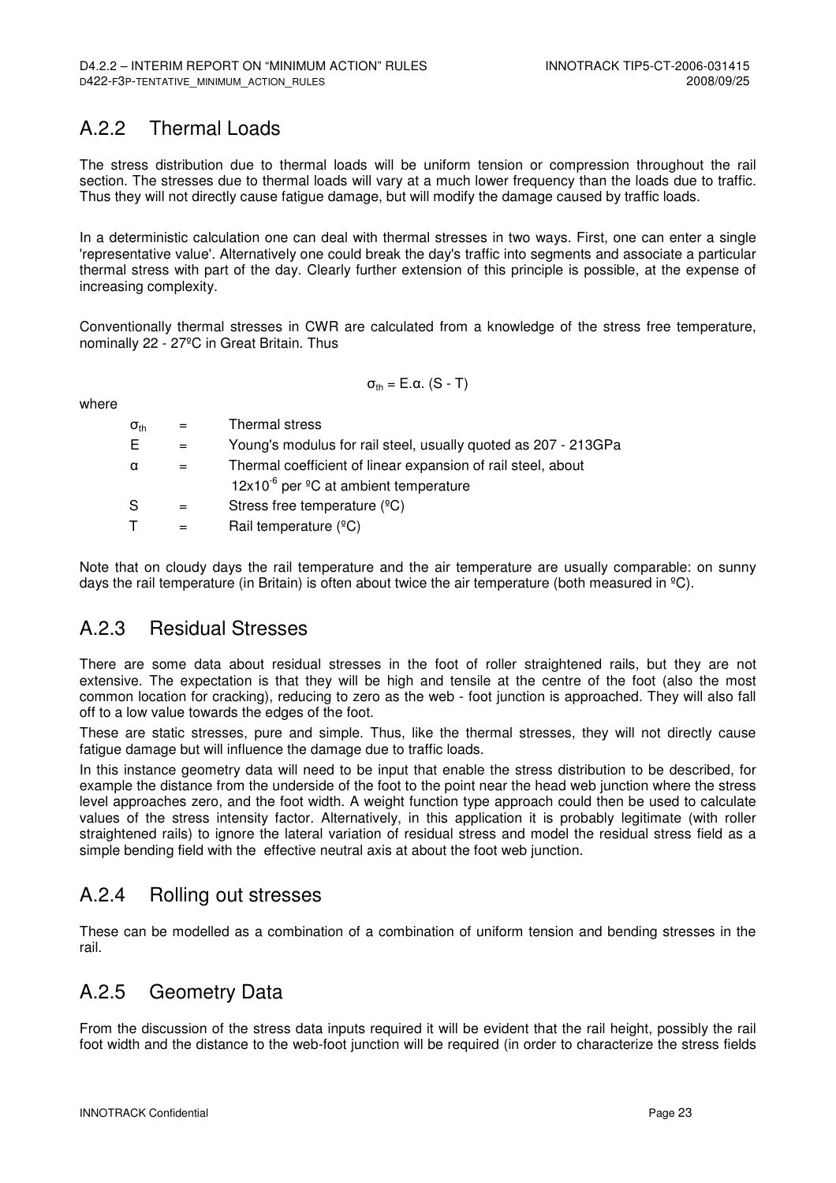## A.2.2 Thermal Loads

The stress distribution due to thermal loads will be uniform tension or compression throughout the rail section. The stresses due to thermal loads will vary at a much lower frequency than the loads due to traffic. Thus they will not directly cause fatigue damage, but will modify the damage caused by traffic loads.

In a deterministic calculation one can deal with thermal stresses in two ways. First, one can enter a single 'representative value'. Alternatively one could break the day's traffic into segments and associate a particular thermal stress with part of the day. Clearly further extension of this principle is possible, at the expense of increasing complexity.

Conventionally thermal stresses in CWR are calculated from a knowledge of the stress free temperature, nominally 22 - 27ºC in Great Britain. Thus

$$\sigma_{th} = E.\alpha.\,(S - T)$$

where

| | | |
|---|---|---|
| $\sigma_{th}$ | = | Thermal stress |
| E | = | Young's modulus for rail steel, usually quoted as 207 - 213GPa |
| $\alpha$ | = | Thermal coefficient of linear expansion of rail steel, about $12 \times 10^{-6}$ per ºC at ambient temperature |
| S | = | Stress free temperature (ºC) |
| T | = | Rail temperature (ºC) |

Note that on cloudy days the rail temperature and the air temperature are usually comparable: on sunny days the rail temperature (in Britain) is often about twice the air temperature (both measured in ºC).

## A.2.3 Residual Stresses

There are some data about residual stresses in the foot of roller straightened rails, but they are not extensive. The expectation is that they will be high and tensile at the centre of the foot (also the most common location for cracking), reducing to zero as the web - foot junction is approached. They will also fall off to a low value towards the edges of the foot.

These are static stresses, pure and simple. Thus, like the thermal stresses, they will not directly cause fatigue damage but will influence the damage due to traffic loads.

In this instance geometry data will need to be input that enable the stress distribution to be described, for example the distance from the underside of the foot to the point near the head web junction where the stress level approaches zero, and the foot width. A weight function type approach could then be used to calculate values of the stress intensity factor. Alternatively, in this application it is probably legitimate (with roller straightened rails) to ignore the lateral variation of residual stress and model the residual stress field as a simple bending field with the effective neutral axis at about the foot web junction.

## A.2.4 Rolling out stresses

These can be modelled as a combination of a combination of uniform tension and bending stresses in the rail.

## A.2.5 Geometry Data

From the discussion of the stress data inputs required it will be evident that the rail height, possibly the rail foot width and the distance to the web-foot junction will be required (in order to characterize the stress fields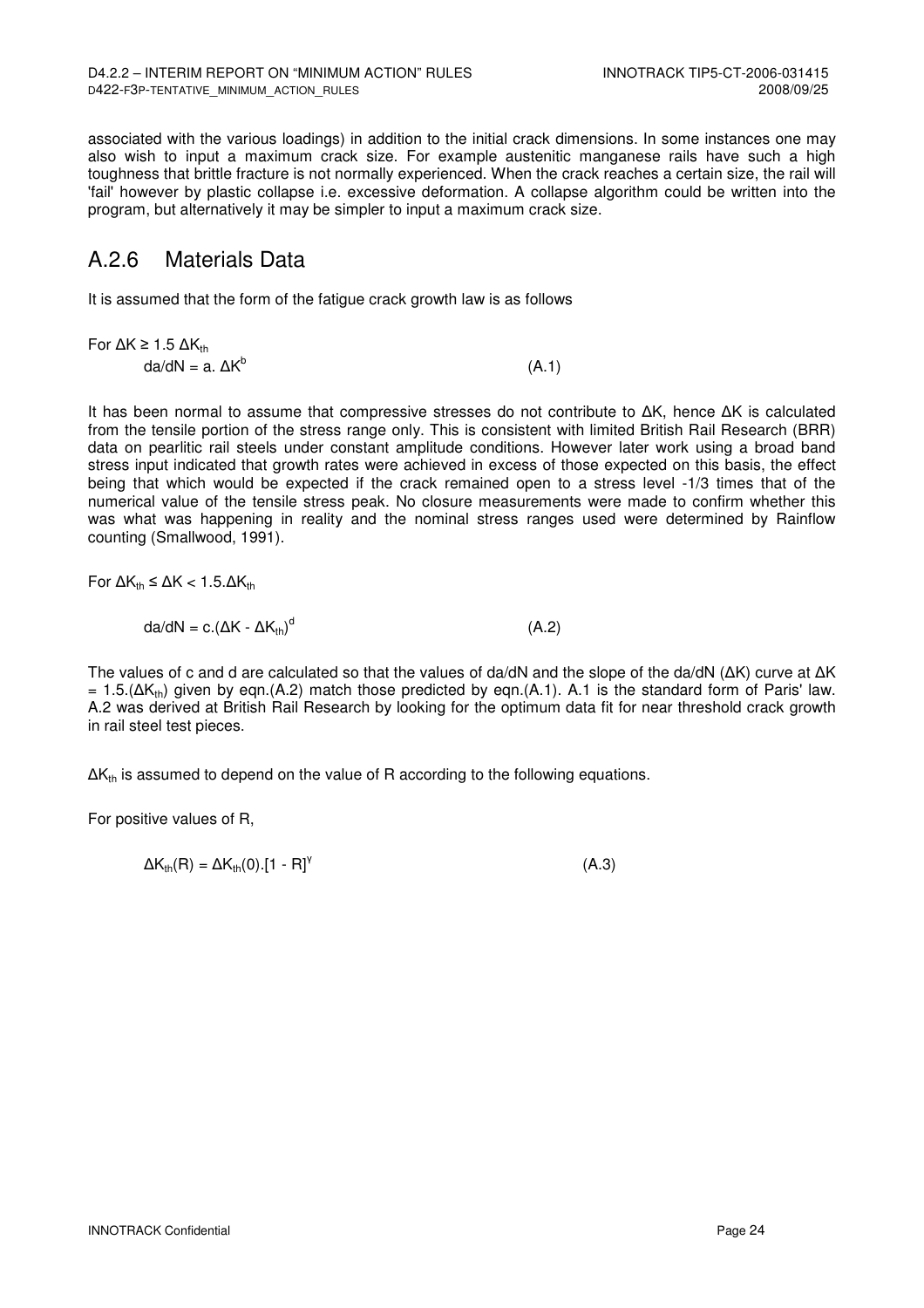associated with the various loadings) in addition to the initial crack dimensions. In some instances one may also wish to input a maximum crack size. For example austenitic manganese rails have such a high toughness that brittle fracture is not normally experienced. When the crack reaches a certain size, the rail will 'fail' however by plastic collapse i.e. excessive deformation. A collapse algorithm could be written into the program, but alternatively it may be simpler to input a maximum crack size.

## A.2.6 Materials Data

It is assumed that the form of the fatigue crack growth law is as follows

For $\Delta K \geq 1.5\ \Delta K_{th}$

$$da/dN = a.\ \Delta K^{b} \qquad \text{(A.1)}$$

It has been normal to assume that compressive stresses do not contribute to $\Delta K$, hence $\Delta K$ is calculated from the tensile portion of the stress range only. This is consistent with limited British Rail Research (BRR) data on pearlitic rail steels under constant amplitude conditions. However later work using a broad band stress input indicated that growth rates were achieved in excess of those expected on this basis, the effect being that which would be expected if the crack remained open to a stress level -1/3 times that of the numerical value of the tensile stress peak. No closure measurements were made to confirm whether this was what was happening in reality and the nominal stress ranges used were determined by Rainflow counting (Smallwood, 1991).

For $\Delta K_{th} \leq \Delta K < 1.5.\Delta K_{th}$

$$da/dN = c.(\Delta K - \Delta K_{th})^{d} \qquad \text{(A.2)}$$

The values of c and d are calculated so that the values of da/dN and the slope of the da/dN ($\Delta K$) curve at $\Delta K = 1.5.(\Delta K_{th})$ given by eqn.(A.2) match those predicted by eqn.(A.1). A.1 is the standard form of Paris' law. A.2 was derived at British Rail Research by looking for the optimum data fit for near threshold crack growth in rail steel test pieces.

$\Delta K_{th}$ is assumed to depend on the value of R according to the following equations.

For positive values of R,

$$\Delta K_{th}(R) = \Delta K_{th}(0).[1 - R]^{\gamma} \qquad \text{(A.3)}$$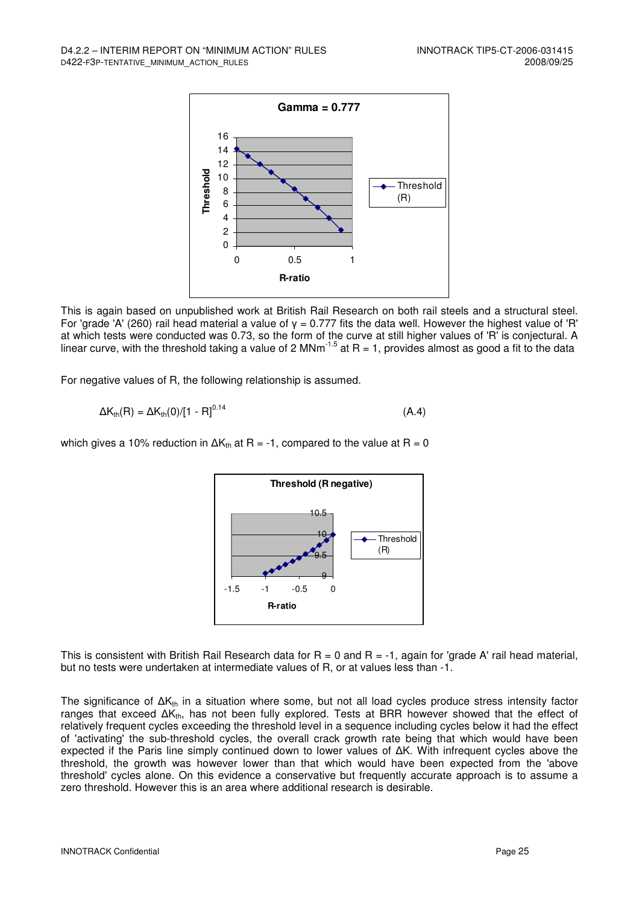This is again based on unpublished work at British Rail Research on both rail steels and a structural steel. For 'grade 'A' (260) rail head material a value of $\gamma = 0.777$ fits the data well. However the highest value of 'R' at which tests were conducted was 0.73, so the form of the curve at still higher values of 'R' is conjectural. A linear curve, with the threshold taking a value of 2 $MNm^{-1.5}$ at R = 1, provides almost as good a fit to the data

For negative values of R, the following relationship is assumed.

$$\Delta K_{th}(R) = \Delta K_{th}(0)/[1 - R]^{0.14} \qquad \text{(A.4)}$$

which gives a 10% reduction in $\Delta K_{th}$ at R = -1, compared to the value at R = 0

This is consistent with British Rail Research data for R = 0 and R = -1, again for 'grade A' rail head material, but no tests were undertaken at intermediate values of R, or at values less than -1.

The significance of $\Delta K_{th}$ in a situation where some, but not all load cycles produce stress intensity factor ranges that exceed $\Delta K_{th}$, has not been fully explored. Tests at BRR however showed that the effect of relatively frequent cycles exceeding the threshold level in a sequence including cycles below it had the effect of 'activating' the sub-threshold cycles, the overall crack growth rate being that which would have been expected if the Paris line simply continued down to lower values of $\Delta K$. With infrequent cycles above the threshold, the growth was however lower than that which would have been expected from the 'above threshold' cycles alone. On this evidence a conservative but frequently accurate approach is to assume a zero threshold. However this is an area where additional research is desirable.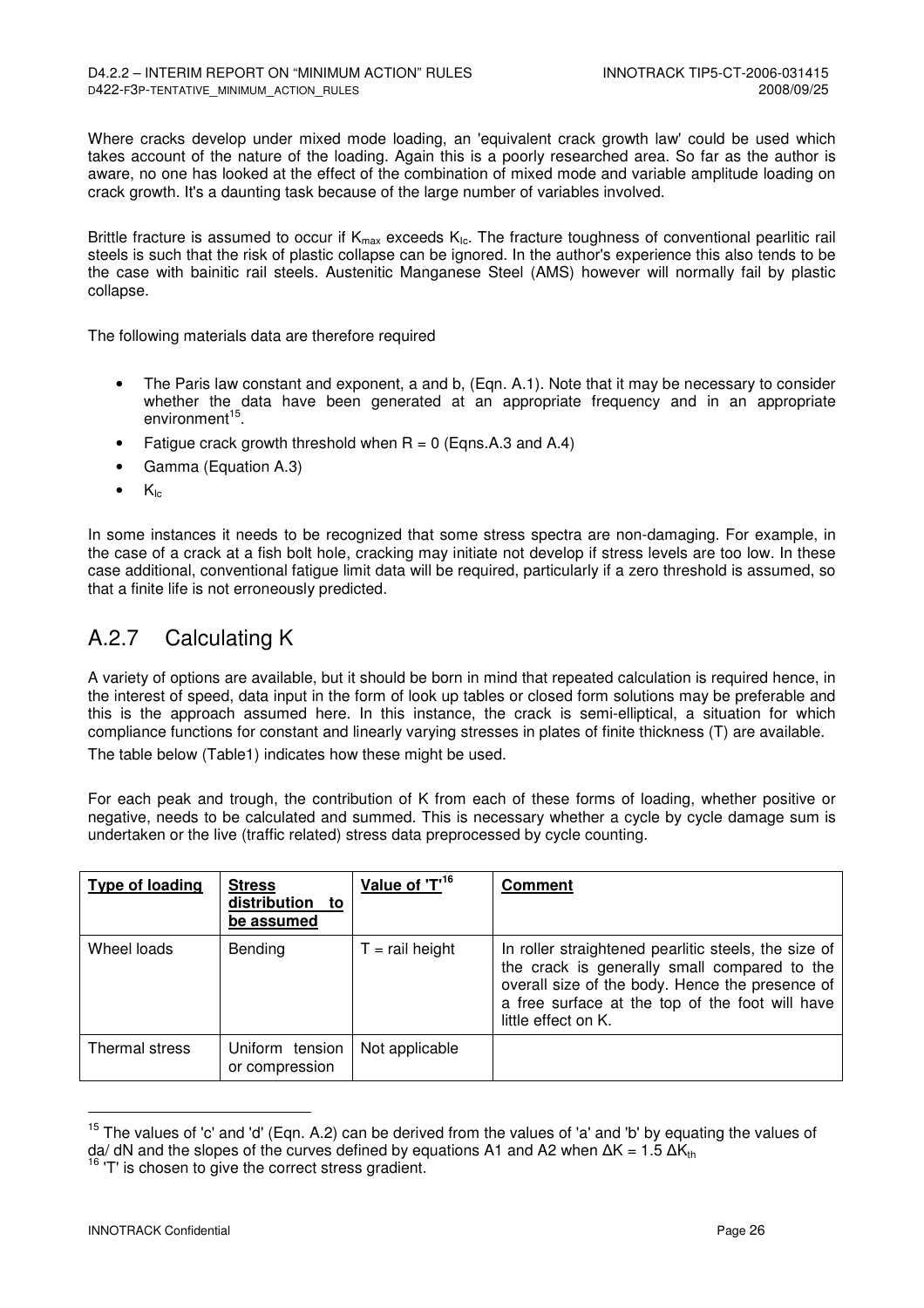Where cracks develop under mixed mode loading, an 'equivalent crack growth law' could be used which takes account of the nature of the loading. Again this is a poorly researched area. So far as the author is aware, no one has looked at the effect of the combination of mixed mode and variable amplitude loading on crack growth. It's a daunting task because of the large number of variables involved.

Brittle fracture is assumed to occur if $K_{max}$ exceeds $K_{Ic}$. The fracture toughness of conventional pearlitic rail steels is such that the risk of plastic collapse can be ignored. In the author's experience this also tends to be the case with bainitic rail steels. Austenitic Manganese Steel (AMS) however will normally fail by plastic collapse.

The following materials data are therefore required

- The Paris law constant and exponent, a and b, (Eqn. A.1). Note that it may be necessary to consider whether the data have been generated at an appropriate frequency and in an appropriate environment[15].
- Fatigue crack growth threshold when $R = 0$ (Eqns.A.3 and A.4)
- Gamma (Equation A.3)
- $K_{Ic}$

In some instances it needs to be recognized that some stress spectra are non-damaging. For example, in the case of a crack at a fish bolt hole, cracking may initiate not develop if stress levels are too low. In these case additional, conventional fatigue limit data will be required, particularly if a zero threshold is assumed, so that a finite life is not erroneously predicted.

## A.2.7 Calculating K

A variety of options are available, but it should be born in mind that repeated calculation is required hence, in the interest of speed, data input in the form of look up tables or closed form solutions may be preferable and this is the approach assumed here. In this instance, the crack is semi-elliptical, a situation for which compliance functions for constant and linearly varying stresses in plates of finite thickness (T) are available.

The table below (Table1) indicates how these might be used.

For each peak and trough, the contribution of K from each of these forms of loading, whether positive or negative, needs to be calculated and summed. This is necessary whether a cycle by cycle damage sum is undertaken or the live (traffic related) stress data preprocessed by cycle counting.

| **Type of loading** | **Stress distribution to be assumed** | **Value of 'T'[16]** | **Comment** |
|---|---|---|---|
| Wheel loads | Bending | T = rail height | In roller straightened pearlitic steels, the size of the crack is generally small compared to the overall size of the body. Hence the presence of a free surface at the top of the foot will have little effect on K. |
| Thermal stress | Uniform tension or compression | Not applicable | |

[15] The values of 'c' and 'd' (Eqn. A.2) can be derived from the values of 'a' and 'b' by equating the values of da/ dN and the slopes of the curves defined by equations A1 and A2 when $\Delta K = 1.5\ \Delta K_{th}$

[16] 'T' is chosen to give the correct stress gradient.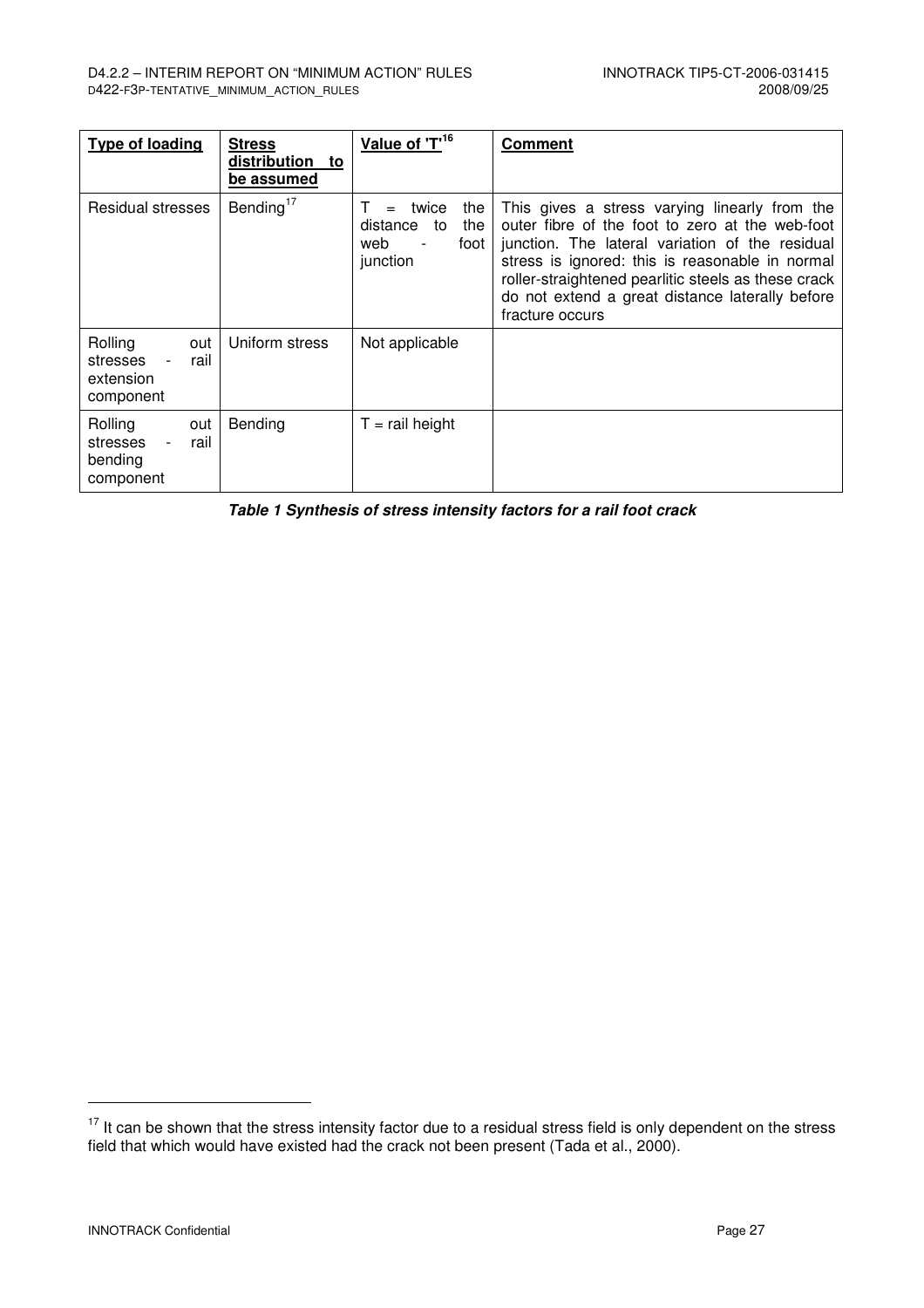| Type of loading | Stress distribution to be assumed | Value of 'T'[16] | Comment |
|---|---|---|---|
| Residual stresses | Bending[17] | T = twice the distance to the web - foot junction | This gives a stress varying linearly from the outer fibre of the foot to zero at the web-foot junction. The lateral variation of the residual stress is ignored: this is reasonable in normal roller-straightened pearlitic steels as these crack do not extend a great distance laterally before fracture occurs |
| Rolling out stresses - rail extension component | Uniform stress | Not applicable | |
| Rolling out stresses - rail bending component | Bending | T = rail height | |

***Table 1 Synthesis of stress intensity factors for a rail foot crack***

[17] It can be shown that the stress intensity factor due to a residual stress field is only dependent on the stress field that which would have existed had the crack not been present (Tada et al., 2000).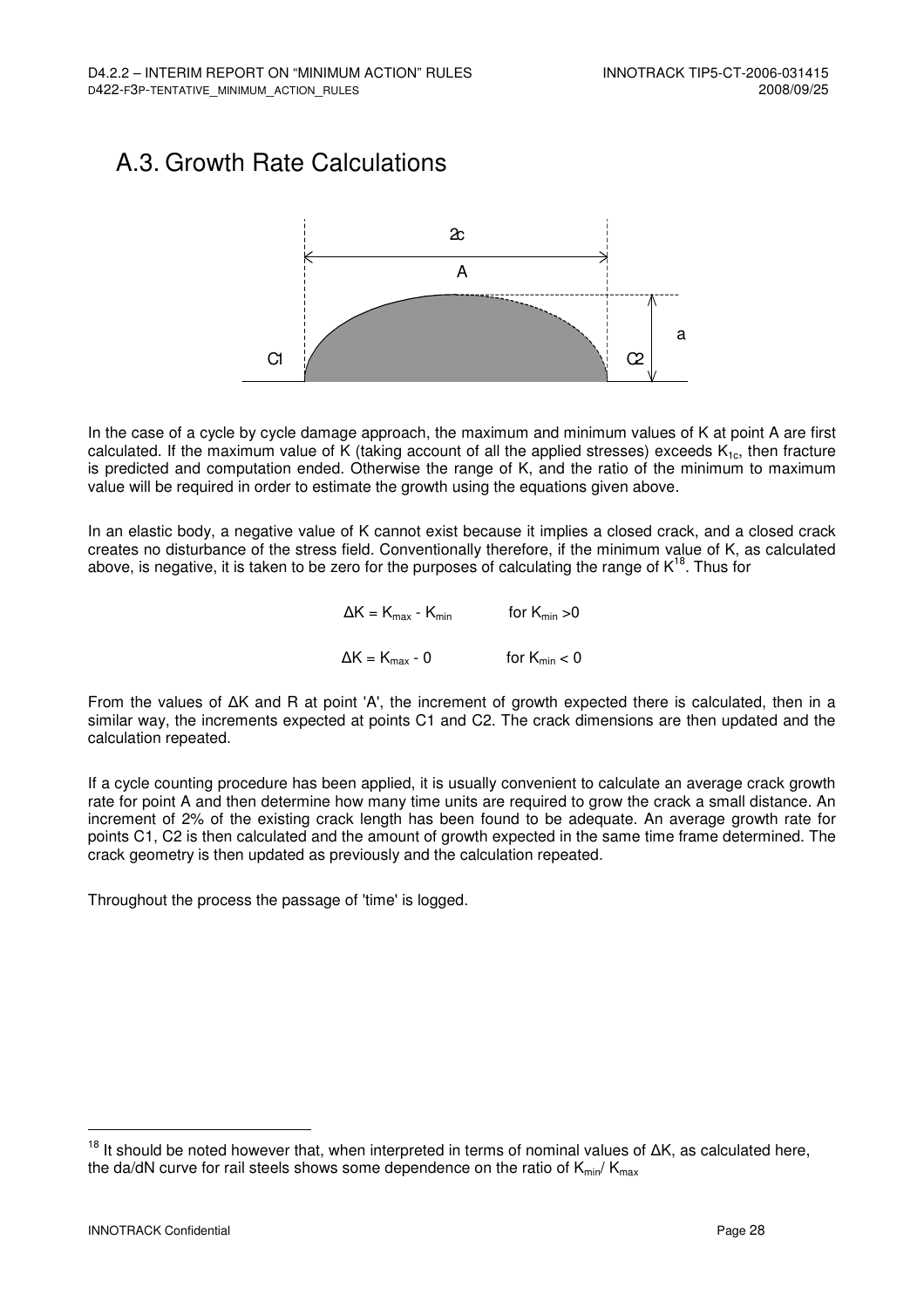# A.3. Growth Rate Calculations

In the case of a cycle by cycle damage approach, the maximum and minimum values of K at point A are first calculated. If the maximum value of K (taking account of all the applied stresses) exceeds $K_{1c}$, then fracture is predicted and computation ended. Otherwise the range of K, and the ratio of the minimum to maximum value will be required in order to estimate the growth using the equations given above.

In an elastic body, a negative value of K cannot exist because it implies a closed crack, and a closed crack creates no disturbance of the stress field. Conventionally therefore, if the minimum value of K, as calculated above, is negative, it is taken to be zero for the purposes of calculating the range of K[18]. Thus for

$$\Delta K = K_{max} - K_{min} \qquad \text{for } K_{min} > 0$$

$$\Delta K = K_{max} - 0 \qquad \text{for } K_{min} < 0$$

From the values of ΔK and R at point 'A', the increment of growth expected there is calculated, then in a similar way, the increments expected at points C1 and C2. The crack dimensions are then updated and the calculation repeated.

If a cycle counting procedure has been applied, it is usually convenient to calculate an average crack growth rate for point A and then determine how many time units are required to grow the crack a small distance. An increment of 2% of the existing crack length has been found to be adequate. An average growth rate for points C1, C2 is then calculated and the amount of growth expected in the same time frame determined. The crack geometry is then updated as previously and the calculation repeated.

Throughout the process the passage of 'time' is logged.

[18] It should be noted however that, when interpreted in terms of nominal values of ΔK, as calculated here, the da/dN curve for rail steels shows some dependence on the ratio of $K_{min}/K_{max}$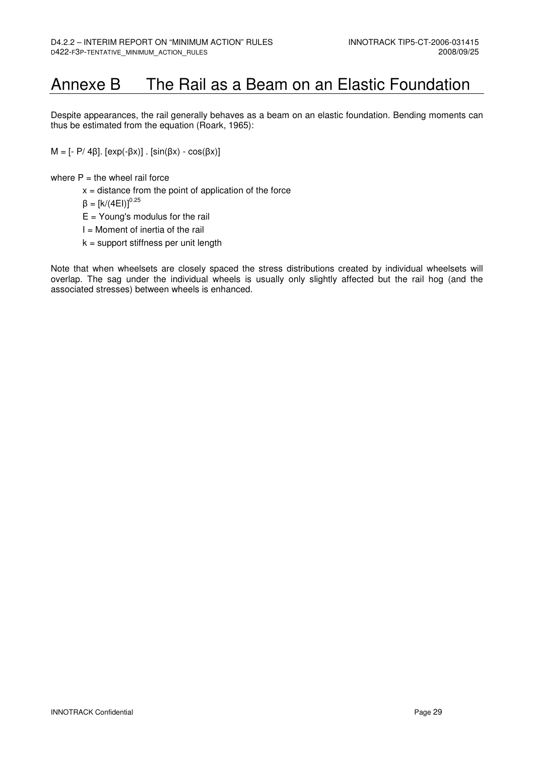# Annexe B The Rail as a Beam on an Elastic Foundation

Despite appearances, the rail generally behaves as a beam on an elastic foundation. Bending moments can thus be estimated from the equation (Roark, 1965):

$$M = [- P/ 4\beta]. [\exp(-\beta x)] . [\sin(\beta x) - \cos(\beta x)]$$

where $P$ = the wheel rail force

$x$ = distance from the point of application of the force

$\beta = [k/(4EI)]^{0.25}$

$E$ = Young's modulus for the rail

$I$ = Moment of inertia of the rail

$k$ = support stiffness per unit length

Note that when wheelsets are closely spaced the stress distributions created by individual wheelsets will overlap. The sag under the individual wheels is usually only slightly affected but the rail hog (and the associated stresses) between wheels is enhanced.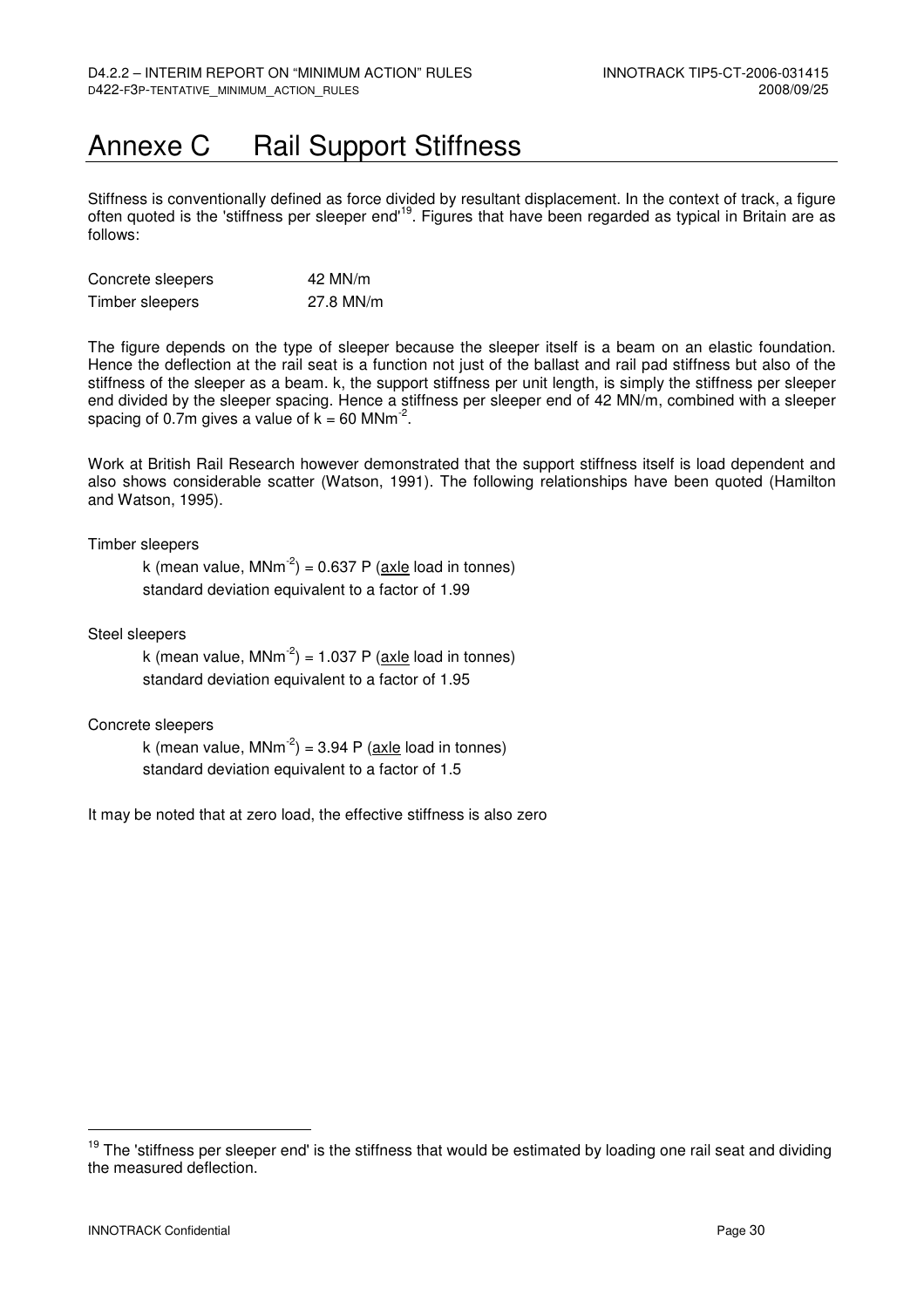# Annexe C Rail Support Stiffness

Stiffness is conventionally defined as force divided by resultant displacement. In the context of track, a figure often quoted is the 'stiffness per sleeper end'[19]. Figures that have been regarded as typical in Britain are as follows:

| | |
|---|---|
| Concrete sleepers | 42 MN/m |
| Timber sleepers | 27.8 MN/m |

The figure depends on the type of sleeper because the sleeper itself is a beam on an elastic foundation. Hence the deflection at the rail seat is a function not just of the ballast and rail pad stiffness but also of the stiffness of the sleeper as a beam. k, the support stiffness per unit length, is simply the stiffness per sleeper end divided by the sleeper spacing. Hence a stiffness per sleeper end of 42 MN/m, combined with a sleeper spacing of 0.7m gives a value of $k = 60\ MNm^{-2}$.

Work at British Rail Research however demonstrated that the support stiffness itself is load dependent and also shows considerable scatter (Watson, 1991). The following relationships have been quoted (Hamilton and Watson, 1995).

Timber sleepers

k (mean value, $MNm^{-2}$) = 0.637 P (axle load in tonnes)
standard deviation equivalent to a factor of 1.99

Steel sleepers

k (mean value, $MNm^{-2}$) = 1.037 P (axle load in tonnes)
standard deviation equivalent to a factor of 1.95

Concrete sleepers

k (mean value, $MNm^{-2}$) = 3.94 P (axle load in tonnes)
standard deviation equivalent to a factor of 1.5

It may be noted that at zero load, the effective stiffness is also zero

[19] The 'stiffness per sleeper end' is the stiffness that would be estimated by loading one rail seat and dividing the measured deflection.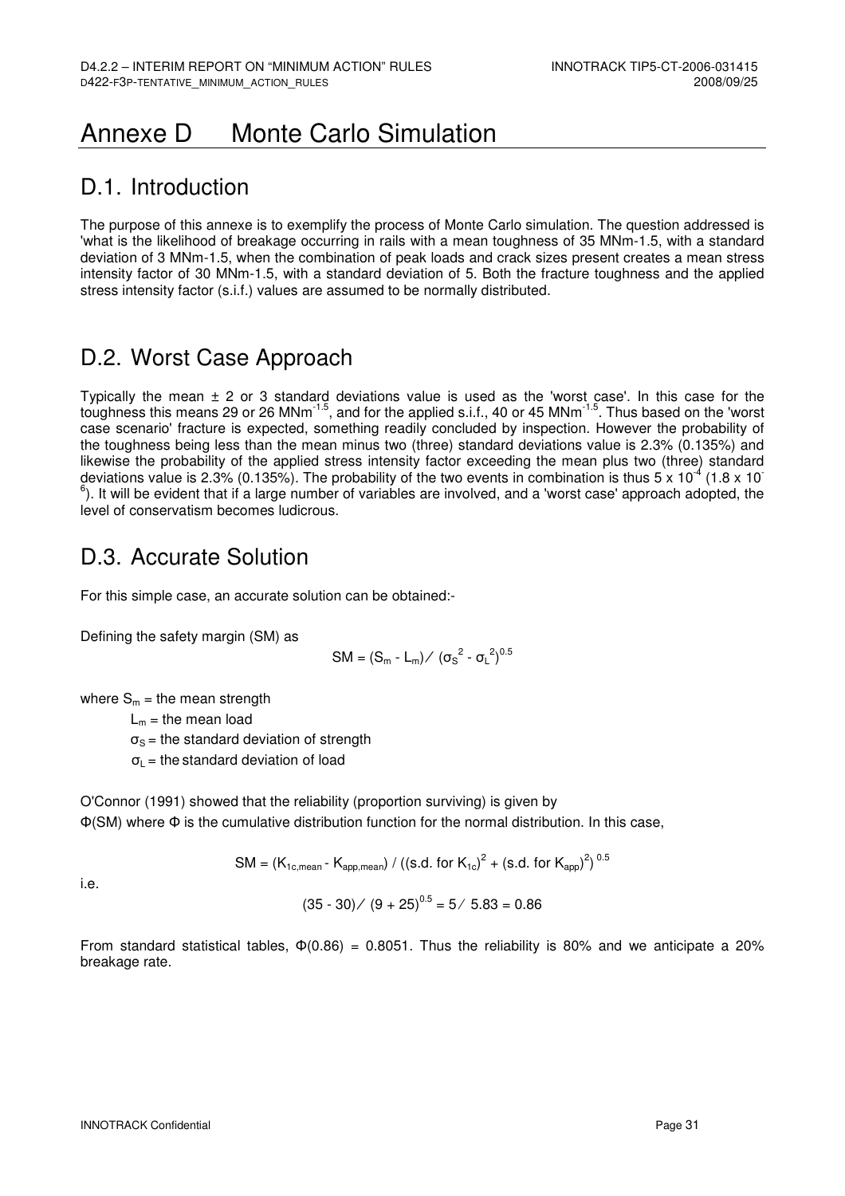# Annexe D Monte Carlo Simulation

## D.1. Introduction

The purpose of this annexe is to exemplify the process of Monte Carlo simulation. The question addressed is 'what is the likelihood of breakage occurring in rails with a mean toughness of 35 MNm-1.5, with a standard deviation of 3 MNm-1.5, when the combination of peak loads and crack sizes present creates a mean stress intensity factor of 30 MNm-1.5, with a standard deviation of 5. Both the fracture toughness and the applied stress intensity factor (s.i.f.) values are assumed to be normally distributed.

## D.2. Worst Case Approach

Typically the mean ± 2 or 3 standard deviations value is used as the 'worst case'. In this case for the toughness this means 29 or 26 $MNm^{-1.5}$, and for the applied s.i.f., 40 or 45 $MNm^{-1.5}$. Thus based on the 'worst case scenario' fracture is expected, something readily concluded by inspection. However the probability of the toughness being less than the mean minus two (three) standard deviations value is 2.3% (0.135%) and likewise the probability of the applied stress intensity factor exceeding the mean plus two (three) standard deviations value is 2.3% (0.135%). The probability of the two events in combination is thus $5 \times 10^{-4}$ ($1.8 \times 10^{-6}$). It will be evident that if a large number of variables are involved, and a 'worst case' approach adopted, the level of conservatism becomes ludicrous.

## D.3. Accurate Solution

For this simple case, an accurate solution can be obtained:-

Defining the safety margin (SM) as

$$SM = (S_m - L_m) / (\sigma_S^2 - \sigma_L^2)^{0.5}$$

where $S_m$ = the mean strength

$L_m$ = the mean load

$\sigma_S$ = the standard deviation of strength

$\sigma_L$ = the standard deviation of load

O'Connor (1991) showed that the reliability (proportion surviving) is given by $\Phi(SM)$ where $\Phi$ is the cumulative distribution function for the normal distribution. In this case,

$$SM = (K_{1c,mean} - K_{app,mean}) / ((\text{s.d. for } K_{1c})^2 + (\text{s.d. for } K_{app})^2)^{0.5}$$

i.e.

$$(35 - 30) / (9 + 25)^{0.5} = 5 / 5.83 = 0.86$$

From standard statistical tables, $\Phi(0.86) = 0.8051$. Thus the reliability is 80% and we anticipate a 20% breakage rate.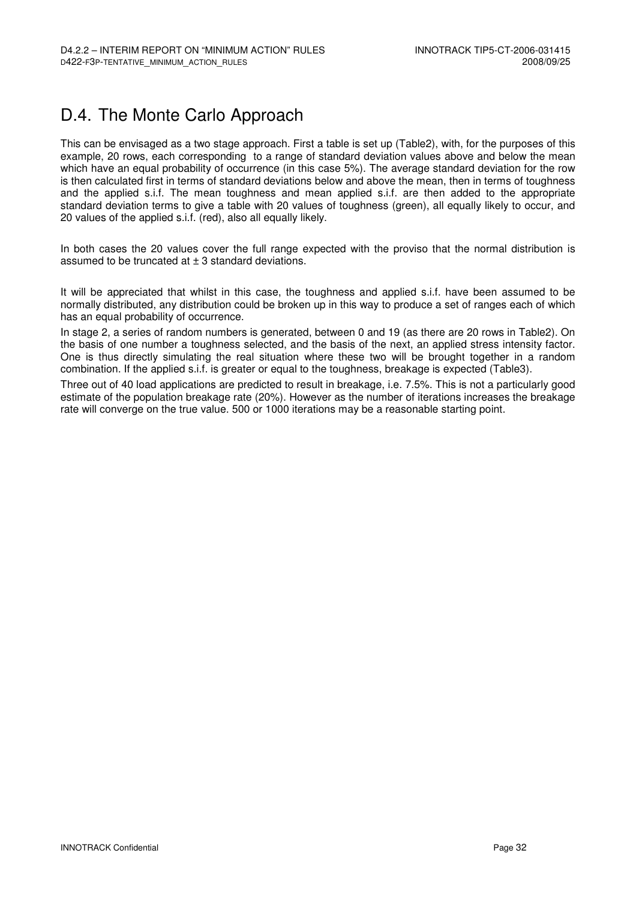# D.4. The Monte Carlo Approach

This can be envisaged as a two stage approach. First a table is set up (Table2), with, for the purposes of this example, 20 rows, each corresponding to a range of standard deviation values above and below the mean which have an equal probability of occurrence (in this case 5%). The average standard deviation for the row is then calculated first in terms of standard deviations below and above the mean, then in terms of toughness and the applied s.i.f. The mean toughness and mean applied s.i.f. are then added to the appropriate standard deviation terms to give a table with 20 values of toughness (green), all equally likely to occur, and 20 values of the applied s.i.f. (red), also all equally likely.

In both cases the 20 values cover the full range expected with the proviso that the normal distribution is assumed to be truncated at ± 3 standard deviations.

It will be appreciated that whilst in this case, the toughness and applied s.i.f. have been assumed to be normally distributed, any distribution could be broken up in this way to produce a set of ranges each of which has an equal probability of occurrence.

In stage 2, a series of random numbers is generated, between 0 and 19 (as there are 20 rows in Table2). On the basis of one number a toughness selected, and the basis of the next, an applied stress intensity factor. One is thus directly simulating the real situation where these two will be brought together in a random combination. If the applied s.i.f. is greater or equal to the toughness, breakage is expected (Table3).

Three out of 40 load applications are predicted to result in breakage, i.e. 7.5%. This is not a particularly good estimate of the population breakage rate (20%). However as the number of iterations increases the breakage rate will converge on the true value. 500 or 1000 iterations may be a reasonable starting point.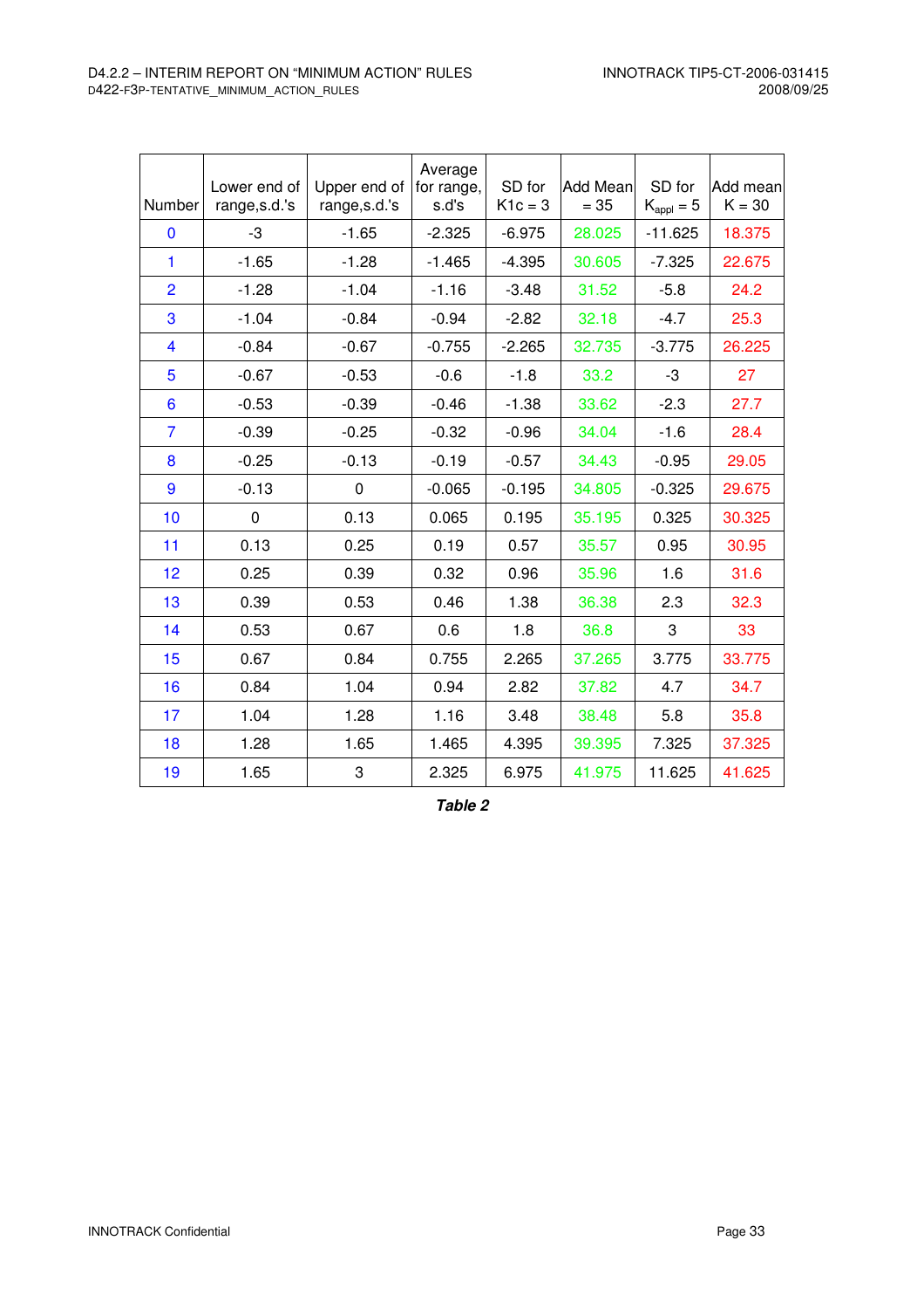| Number | Lower end of range,s.d.'s | Upper end of range,s.d.'s | Average for range, s.d's | SD for K1c = 3 | Add Mean = 35 | SD for $K_{appl}$ = 5 | Add mean K = 30 |
|---|---|---|---|---|---|---|---|
| 0 | -3 | -1.65 | -2.325 | -6.975 | 28.025 | -11.625 | 18.375 |
| 1 | -1.65 | -1.28 | -1.465 | -4.395 | 30.605 | -7.325 | 22.675 |
| 2 | -1.28 | -1.04 | -1.16 | -3.48 | 31.52 | -5.8 | 24.2 |
| 3 | -1.04 | -0.84 | -0.94 | -2.82 | 32.18 | -4.7 | 25.3 |
| 4 | -0.84 | -0.67 | -0.755 | -2.265 | 32.735 | -3.775 | 26.225 |
| 5 | -0.67 | -0.53 | -0.6 | -1.8 | 33.2 | -3 | 27 |
| 6 | -0.53 | -0.39 | -0.46 | -1.38 | 33.62 | -2.3 | 27.7 |
| 7 | -0.39 | -0.25 | -0.32 | -0.96 | 34.04 | -1.6 | 28.4 |
| 8 | -0.25 | -0.13 | -0.19 | -0.57 | 34.43 | -0.95 | 29.05 |
| 9 | -0.13 | 0 | -0.065 | -0.195 | 34.805 | -0.325 | 29.675 |
| 10 | 0 | 0.13 | 0.065 | 0.195 | 35.195 | 0.325 | 30.325 |
| 11 | 0.13 | 0.25 | 0.19 | 0.57 | 35.57 | 0.95 | 30.95 |
| 12 | 0.25 | 0.39 | 0.32 | 0.96 | 35.96 | 1.6 | 31.6 |
| 13 | 0.39 | 0.53 | 0.46 | 1.38 | 36.38 | 2.3 | 32.3 |
| 14 | 0.53 | 0.67 | 0.6 | 1.8 | 36.8 | 3 | 33 |
| 15 | 0.67 | 0.84 | 0.755 | 2.265 | 37.265 | 3.775 | 33.775 |
| 16 | 0.84 | 1.04 | 0.94 | 2.82 | 37.82 | 4.7 | 34.7 |
| 17 | 1.04 | 1.28 | 1.16 | 3.48 | 38.48 | 5.8 | 35.8 |
| 18 | 1.28 | 1.65 | 1.465 | 4.395 | 39.395 | 7.325 | 37.325 |
| 19 | 1.65 | 3 | 2.325 | 6.975 | 41.975 | 11.625 | 41.625 |

***Table 2***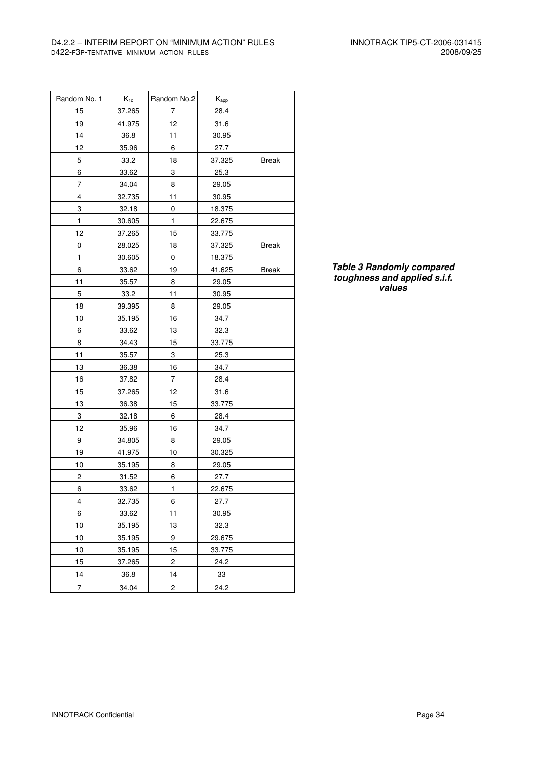| Random No. 1 | $K_{1c}$ | Random No.2 | $K_{app}$ | |
|---|---|---|---|---|
| 15 | 37.265 | 7 | 28.4 | |
| 19 | 41.975 | 12 | 31.6 | |
| 14 | 36.8 | 11 | 30.95 | |
| 12 | 35.96 | 6 | 27.7 | |
| 5 | 33.2 | 18 | 37.325 | Break |
| 6 | 33.62 | 3 | 25.3 | |
| 7 | 34.04 | 8 | 29.05 | |
| 4 | 32.735 | 11 | 30.95 | |
| 3 | 32.18 | 0 | 18.375 | |
| 1 | 30.605 | 1 | 22.675 | |
| 12 | 37.265 | 15 | 33.775 | |
| 0 | 28.025 | 18 | 37.325 | Break |
| 1 | 30.605 | 0 | 18.375 | |
| 6 | 33.62 | 19 | 41.625 | Break |
| 11 | 35.57 | 8 | 29.05 | |
| 5 | 33.2 | 11 | 30.95 | |
| 18 | 39.395 | 8 | 29.05 | |
| 10 | 35.195 | 16 | 34.7 | |
| 6 | 33.62 | 13 | 32.3 | |
| 8 | 34.43 | 15 | 33.775 | |
| 11 | 35.57 | 3 | 25.3 | |
| 13 | 36.38 | 16 | 34.7 | |
| 16 | 37.82 | 7 | 28.4 | |
| 15 | 37.265 | 12 | 31.6 | |
| 13 | 36.38 | 15 | 33.775 | |
| 3 | 32.18 | 6 | 28.4 | |
| 12 | 35.96 | 16 | 34.7 | |
| 9 | 34.805 | 8 | 29.05 | |
| 19 | 41.975 | 10 | 30.325 | |
| 10 | 35.195 | 8 | 29.05 | |
| 2 | 31.52 | 6 | 27.7 | |
| 6 | 33.62 | 1 | 22.675 | |
| 4 | 32.735 | 6 | 27.7 | |
| 6 | 33.62 | 11 | 30.95 | |
| 10 | 35.195 | 13 | 32.3 | |
| 10 | 35.195 | 9 | 29.675 | |
| 10 | 35.195 | 15 | 33.775 | |
| 15 | 37.265 | 2 | 24.2 | |
| 14 | 36.8 | 14 | 33 | |
| 7 | 34.04 | 2 | 24.2 | |

***Table 3 Randomly compared toughness and applied s.i.f. values***